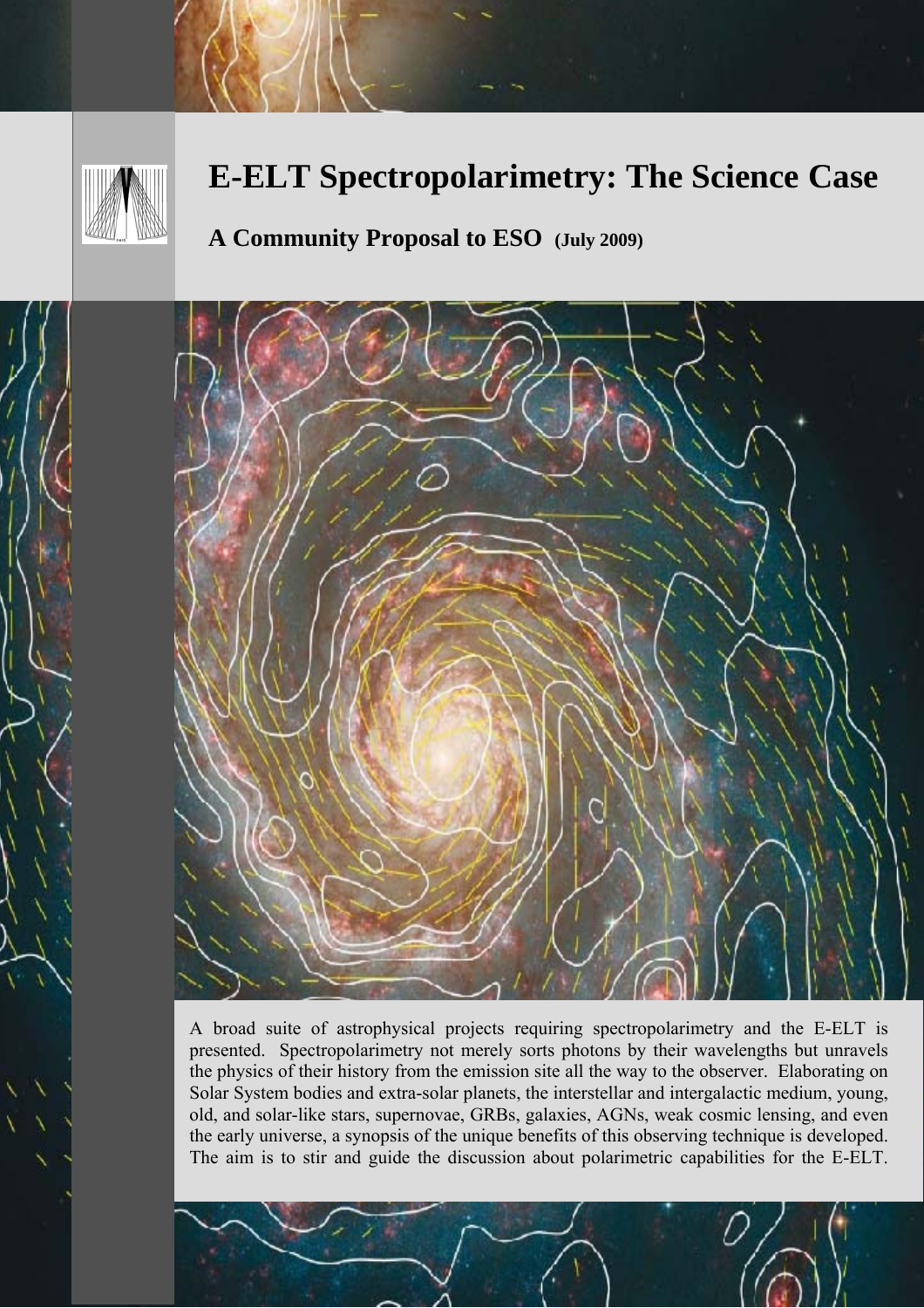# E-ELT Spectropolarimetry: The Science Case

**A Community Proposal to ESO (July 2009)**

A broad suite of astrophysical projects requiring spectropolarimetry and the E-ELT is presented. Spectropolarimetry not merely sorts photons by their wavelengths but unravels the physics of their history from the emission site all the way to the observer. Elaborating on Solar System bodies and extra-solar planets, the interstellar and intergalactic medium, young, old, and solar-like stars, supernovae, GRBs, galaxies, AGNs, weak cosmic lensing, and even the early universe, a synopsis of the unique benefits of this observing technique is developed. The aim is to stir and guide the discussion about polarimetric capabilities for the E-ELT.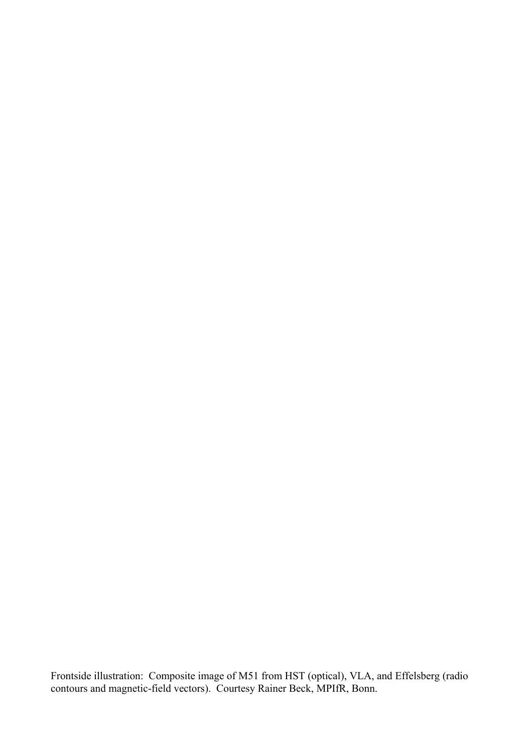Frontside illustration: Composite image of M51 from HST (optical), VLA, and Effelsberg (radio contours and magnetic-field vectors). Courtesy Rainer Beck, MPIfR, Bonn.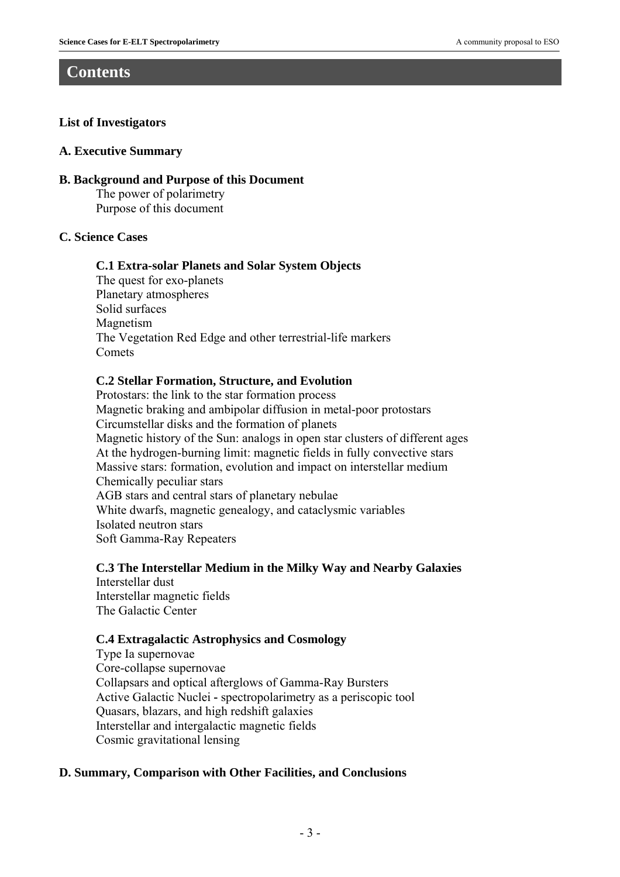# Contents

**List of Investigators**

**A. Executive Summary**

**B. Background and Purpose of this Document**

The power of polarimetry
Purpose of this document

**C. Science Cases**

**C.1 Extra-solar Planets and Solar System Objects**

The quest for exo-planets
Planetary atmospheres
Solid surfaces
Magnetism
The Vegetation Red Edge and other terrestrial-life markers
Comets

**C.2 Stellar Formation, Structure, and Evolution**

Protostars: the link to the star formation process
Magnetic braking and ambipolar diffusion in metal-poor protostars
Circumstellar disks and the formation of planets
Magnetic history of the Sun: analogs in open star clusters of different ages
At the hydrogen-burning limit: magnetic fields in fully convective stars
Massive stars: formation, evolution and impact on interstellar medium
Chemically peculiar stars
AGB stars and central stars of planetary nebulae
White dwarfs, magnetic genealogy, and cataclysmic variables
Isolated neutron stars
Soft Gamma-Ray Repeaters

**C.3 The Interstellar Medium in the Milky Way and Nearby Galaxies**

Interstellar dust
Interstellar magnetic fields
The Galactic Center

**C.4 Extragalactic Astrophysics and Cosmology**

Type Ia supernovae
Core-collapse supernovae
Collapsars and optical afterglows of Gamma-Ray Bursters
Active Galactic Nuclei - spectropolarimetry as a periscopic tool
Quasars, blazars, and high redshift galaxies
Interstellar and intergalactic magnetic fields
Cosmic gravitational lensing

**D. Summary, Comparison with Other Facilities, and Conclusions**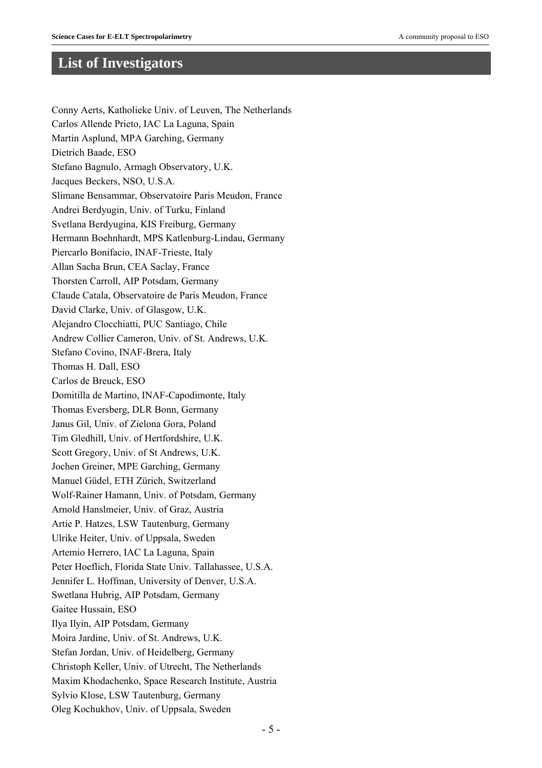# List of Investigators

Conny Aerts, Katholieke Univ. of Leuven, The Netherlands
Carlos Allende Prieto, IAC La Laguna, Spain
Martin Asplund, MPA Garching, Germany
Dietrich Baade, ESO
Stefano Bagnulo, Armagh Observatory, U.K.
Jacques Beckers, NSO, U.S.A.
Slimane Bensammar, Observatoire Paris Meudon, France
Andrei Berdyugin, Univ. of Turku, Finland
Svetlana Berdyugina, KIS Freiburg, Germany
Hermann Boehnhardt, MPS Katlenburg-Lindau, Germany
Piercarlo Bonifacio, INAF-Trieste, Italy
Allan Sacha Brun, CEA Saclay, France
Thorsten Carroll, AIP Potsdam, Germany
Claude Catala, Observatoire de Paris Meudon, France
David Clarke, Univ. of Glasgow, U.K.
Alejandro Clocchiatti, PUC Santiago, Chile
Andrew Collier Cameron, Univ. of St. Andrews, U.K.
Stefano Covino, INAF-Brera, Italy
Thomas H. Dall, ESO
Carlos de Breuck, ESO
Domitilla de Martino, INAF-Capodimonte, Italy
Thomas Eversberg, DLR Bonn, Germany
Janus Gil, Univ. of Zielona Gora, Poland
Tim Gledhill, Univ. of Hertfordshire, U.K.
Scott Gregory, Univ. of St Andrews, U.K.
Jochen Greiner, MPE Garching, Germany
Manuel Güdel, ETH Zürich, Switzerland
Wolf-Rainer Hamann, Univ. of Potsdam, Germany
Arnold Hanslmeier, Univ. of Graz, Austria
Artie P. Hatzes, LSW Tautenburg, Germany
Ulrike Heiter, Univ. of Uppsala, Sweden
Artemio Herrero, IAC La Laguna, Spain
Peter Hoeflich, Florida State Univ. Tallahassee, U.S.A.
Jennifer L. Hoffman, University of Denver, U.S.A.
Swetlana Hubrig, AIP Potsdam, Germany
Gaitee Hussain, ESO
Ilya Ilyin, AIP Potsdam, Germany
Moira Jardine, Univ. of St. Andrews, U.K.
Stefan Jordan, Univ. of Heidelberg, Germany
Christoph Keller, Univ. of Utrecht, The Netherlands
Maxim Khodachenko, Space Research Institute, Austria
Sylvio Klose, LSW Tautenburg, Germany
Oleg Kochukhov, Univ. of Uppsala, Sweden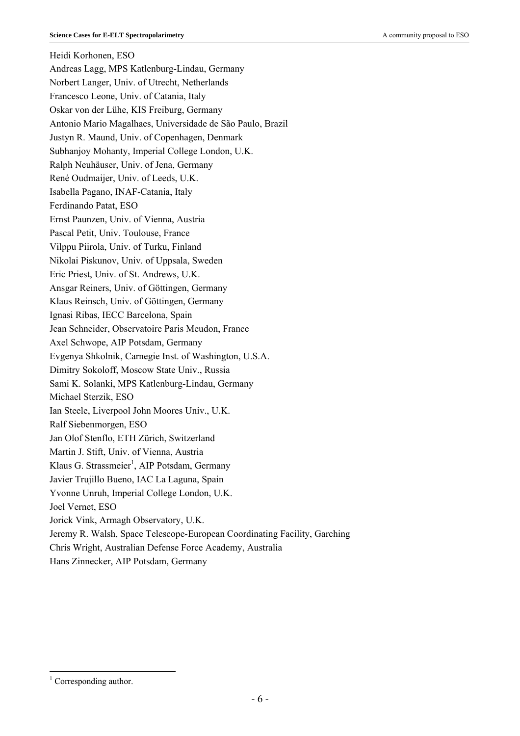Heidi Korhonen, ESO  
Andreas Lagg, MPS Katlenburg-Lindau, Germany  
Norbert Langer, Univ. of Utrecht, Netherlands  
Francesco Leone, Univ. of Catania, Italy  
Oskar von der Lühe, KIS Freiburg, Germany  
Antonio Mario Magalhaes, Universidade de São Paulo, Brazil  
Justyn R. Maund, Univ. of Copenhagen, Denmark  
Subhanjoy Mohanty, Imperial College London, U.K.  
Ralph Neuhäuser, Univ. of Jena, Germany  
René Oudmaijer, Univ. of Leeds, U.K.  
Isabella Pagano, INAF-Catania, Italy  
Ferdinando Patat, ESO  
Ernst Paunzen, Univ. of Vienna, Austria  
Pascal Petit, Univ. Toulouse, France  
Vilppu Piirola, Univ. of Turku, Finland  
Nikolai Piskunov, Univ. of Uppsala, Sweden  
Eric Priest, Univ. of St. Andrews, U.K.  
Ansgar Reiners, Univ. of Göttingen, Germany  
Klaus Reinsch, Univ. of Göttingen, Germany  
Ignasi Ribas, IECC Barcelona, Spain  
Jean Schneider, Observatoire Paris Meudon, France  
Axel Schwope, AIP Potsdam, Germany  
Evgenya Shkolnik, Carnegie Inst. of Washington, U.S.A.  
Dimitry Sokoloff, Moscow State Univ., Russia  
Sami K. Solanki, MPS Katlenburg-Lindau, Germany  
Michael Sterzik, ESO  
Ian Steele, Liverpool John Moores Univ., U.K.  
Ralf Siebenmorgen, ESO  
Jan Olof Stenflo, ETH Zürich, Switzerland  
Martin J. Stift, Univ. of Vienna, Austria  
Klaus G. Strassmeier[1], AIP Potsdam, Germany  
Javier Trujillo Bueno, IAC La Laguna, Spain  
Yvonne Unruh, Imperial College London, U.K.  
Joel Vernet, ESO  
Jorick Vink, Armagh Observatory, U.K.  
Jeremy R. Walsh, Space Telescope-European Coordinating Facility, Garching  
Chris Wright, Australian Defense Force Academy, Australia  
Hans Zinnecker, AIP Potsdam, Germany

[1] Corresponding author.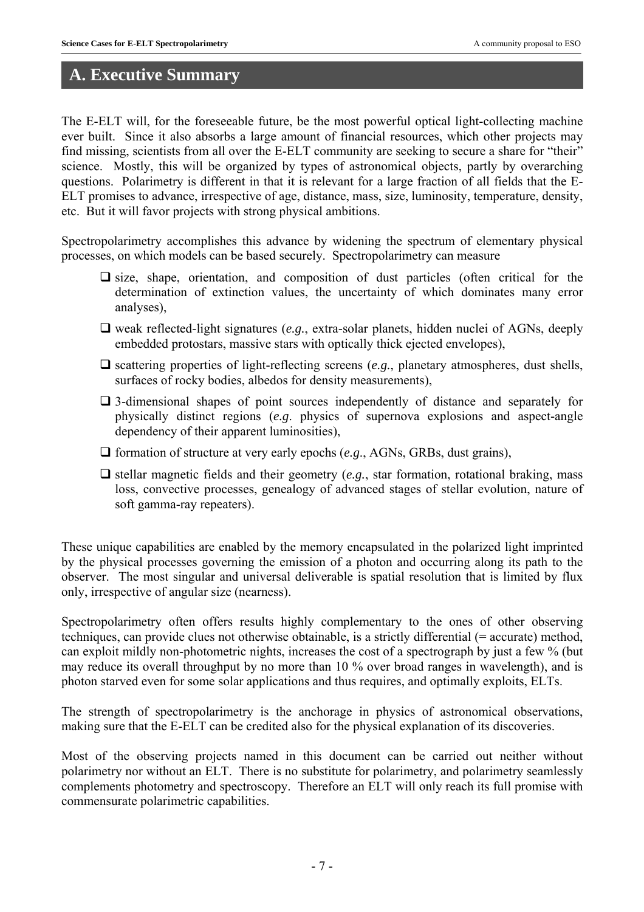# A. Executive Summary

The E-ELT will, for the foreseeable future, be the most powerful optical light-collecting machine ever built. Since it also absorbs a large amount of financial resources, which other projects may find missing, scientists from all over the E-ELT community are seeking to secure a share for "their" science. Mostly, this will be organized by types of astronomical objects, partly by overarching questions. Polarimetry is different in that it is relevant for a large fraction of all fields that the E-ELT promises to advance, irrespective of age, distance, mass, size, luminosity, temperature, density, etc. But it will favor projects with strong physical ambitions.

Spectropolarimetry accomplishes this advance by widening the spectrum of elementary physical processes, on which models can be based securely. Spectropolarimetry can measure

- size, shape, orientation, and composition of dust particles (often critical for the determination of extinction values, the uncertainty of which dominates many error analyses),
- weak reflected-light signatures (*e.g.*, extra-solar planets, hidden nuclei of AGNs, deeply embedded protostars, massive stars with optically thick ejected envelopes),
- scattering properties of light-reflecting screens (*e.g.*, planetary atmospheres, dust shells, surfaces of rocky bodies, albedos for density measurements),
- 3-dimensional shapes of point sources independently of distance and separately for physically distinct regions (*e.g*. physics of supernova explosions and aspect-angle dependency of their apparent luminosities),
- formation of structure at very early epochs (*e.g*., AGNs, GRBs, dust grains),
- stellar magnetic fields and their geometry (*e.g.*, star formation, rotational braking, mass loss, convective processes, genealogy of advanced stages of stellar evolution, nature of soft gamma-ray repeaters).

These unique capabilities are enabled by the memory encapsulated in the polarized light imprinted by the physical processes governing the emission of a photon and occurring along its path to the observer. The most singular and universal deliverable is spatial resolution that is limited by flux only, irrespective of angular size (nearness).

Spectropolarimetry often offers results highly complementary to the ones of other observing techniques, can provide clues not otherwise obtainable, is a strictly differential (= accurate) method, can exploit mildly non-photometric nights, increases the cost of a spectrograph by just a few % (but may reduce its overall throughput by no more than 10 % over broad ranges in wavelength), and is photon starved even for some solar applications and thus requires, and optimally exploits, ELTs.

The strength of spectropolarimetry is the anchorage in physics of astronomical observations, making sure that the E-ELT can be credited also for the physical explanation of its discoveries.

Most of the observing projects named in this document can be carried out neither without polarimetry nor without an ELT. There is no substitute for polarimetry, and polarimetry seamlessly complements photometry and spectroscopy. Therefore an ELT will only reach its full promise with commensurate polarimetric capabilities.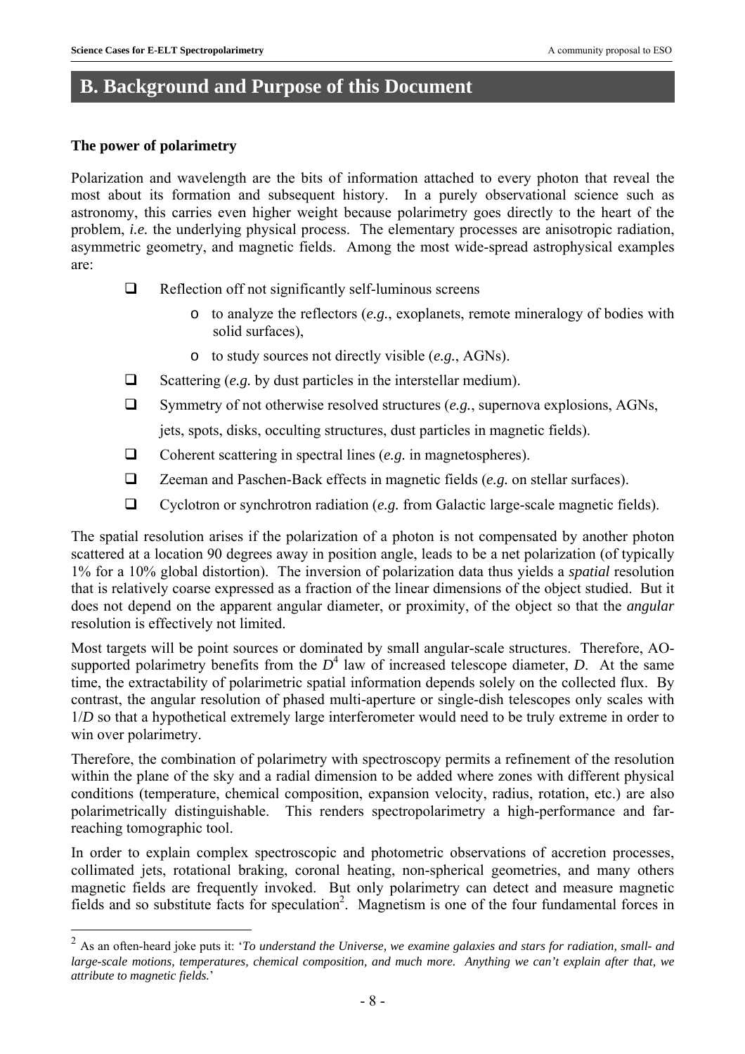# B. Background and Purpose of this Document

**The power of polarimetry**

Polarization and wavelength are the bits of information attached to every photon that reveal the most about its formation and subsequent history. In a purely observational science such as astronomy, this carries even higher weight because polarimetry goes directly to the heart of the problem, *i.e.* the underlying physical process. The elementary processes are anisotropic radiation, asymmetric geometry, and magnetic fields. Among the most wide-spread astrophysical examples are:

- Reflection off not significantly self-luminous screens
  - to analyze the reflectors (*e.g.*, exoplanets, remote mineralogy of bodies with solid surfaces),
  - to study sources not directly visible (*e.g.*, AGNs).
- Scattering (*e.g.* by dust particles in the interstellar medium).
- Symmetry of not otherwise resolved structures (*e.g.*, supernova explosions, AGNs, jets, spots, disks, occulting structures, dust particles in magnetic fields).
- Coherent scattering in spectral lines (*e.g.* in magnetospheres).
- Zeeman and Paschen-Back effects in magnetic fields (*e.g.* on stellar surfaces).
- Cyclotron or synchrotron radiation (*e.g.* from Galactic large-scale magnetic fields).

The spatial resolution arises if the polarization of a photon is not compensated by another photon scattered at a location 90 degrees away in position angle, leads to be a net polarization (of typically 1% for a 10% global distortion). The inversion of polarization data thus yields a *spatial* resolution that is relatively coarse expressed as a fraction of the linear dimensions of the object studied. But it does not depend on the apparent angular diameter, or proximity, of the object so that the *angular* resolution is effectively not limited.

Most targets will be point sources or dominated by small angular-scale structures. Therefore, AO-supported polarimetry benefits from the $D^4$ law of increased telescope diameter, $D$. At the same time, the extractability of polarimetric spatial information depends solely on the collected flux. By contrast, the angular resolution of phased multi-aperture or single-dish telescopes only scales with $1/D$ so that a hypothetical extremely large interferometer would need to be truly extreme in order to win over polarimetry.

Therefore, the combination of polarimetry with spectroscopy permits a refinement of the resolution within the plane of the sky and a radial dimension to be added where zones with different physical conditions (temperature, chemical composition, expansion velocity, radius, rotation, etc.) are also polarimetrically distinguishable. This renders spectropolarimetry a high-performance and far-reaching tomographic tool.

In order to explain complex spectroscopic and photometric observations of accretion processes, collimated jets, rotational braking, coronal heating, non-spherical geometries, and many others magnetic fields are frequently invoked. But only polarimetry can detect and measure magnetic fields and so substitute facts for speculation[2]. Magnetism is one of the four fundamental forces in

[2] As an often-heard joke puts it: '*To understand the Universe, we examine galaxies and stars for radiation, small- and large-scale motions, temperatures, chemical composition, and much more. Anything we can't explain after that, we attribute to magnetic fields.*'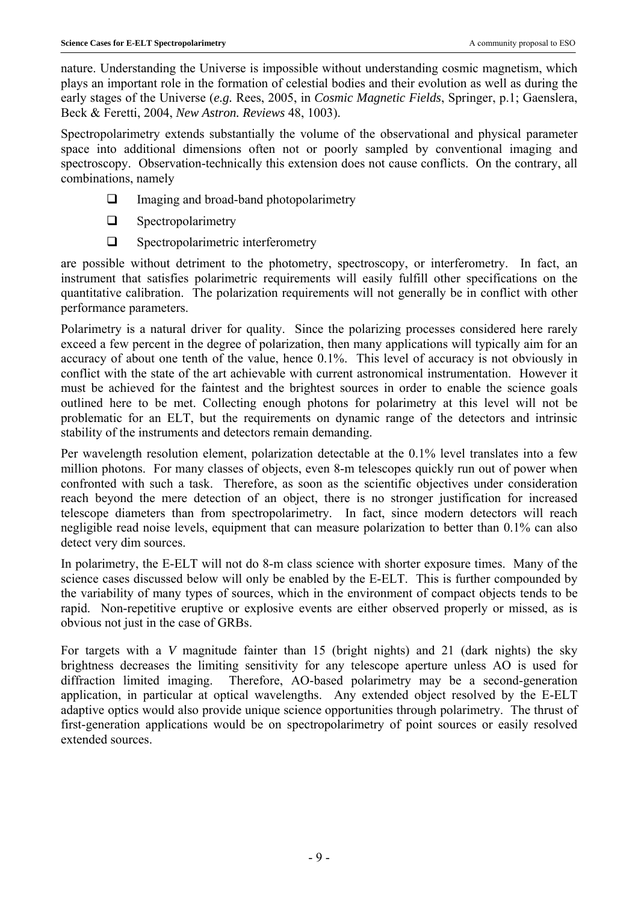nature. Understanding the Universe is impossible without understanding cosmic magnetism, which plays an important role in the formation of celestial bodies and their evolution as well as during the early stages of the Universe (*e.g.* Rees, 2005, in *Cosmic Magnetic Fields*, Springer, p.1; Gaenslera, Beck & Feretti, 2004, *New Astron. Reviews* 48, 1003).

Spectropolarimetry extends substantially the volume of the observational and physical parameter space into additional dimensions often not or poorly sampled by conventional imaging and spectroscopy. Observation-technically this extension does not cause conflicts. On the contrary, all combinations, namely

- Imaging and broad-band photopolarimetry
- Spectropolarimetry
- Spectropolarimetric interferometry

are possible without detriment to the photometry, spectroscopy, or interferometry. In fact, an instrument that satisfies polarimetric requirements will easily fulfill other specifications on the quantitative calibration. The polarization requirements will not generally be in conflict with other performance parameters.

Polarimetry is a natural driver for quality. Since the polarizing processes considered here rarely exceed a few percent in the degree of polarization, then many applications will typically aim for an accuracy of about one tenth of the value, hence 0.1%. This level of accuracy is not obviously in conflict with the state of the art achievable with current astronomical instrumentation. However it must be achieved for the faintest and the brightest sources in order to enable the science goals outlined here to be met. Collecting enough photons for polarimetry at this level will not be problematic for an ELT, but the requirements on dynamic range of the detectors and intrinsic stability of the instruments and detectors remain demanding.

Per wavelength resolution element, polarization detectable at the 0.1% level translates into a few million photons. For many classes of objects, even 8-m telescopes quickly run out of power when confronted with such a task. Therefore, as soon as the scientific objectives under consideration reach beyond the mere detection of an object, there is no stronger justification for increased telescope diameters than from spectropolarimetry. In fact, since modern detectors will reach negligible read noise levels, equipment that can measure polarization to better than 0.1% can also detect very dim sources.

In polarimetry, the E-ELT will not do 8-m class science with shorter exposure times. Many of the science cases discussed below will only be enabled by the E-ELT. This is further compounded by the variability of many types of sources, which in the environment of compact objects tends to be rapid. Non-repetitive eruptive or explosive events are either observed properly or missed, as is obvious not just in the case of GRBs.

For targets with a *V* magnitude fainter than 15 (bright nights) and 21 (dark nights) the sky brightness decreases the limiting sensitivity for any telescope aperture unless AO is used for diffraction limited imaging. Therefore, AO-based polarimetry may be a second-generation application, in particular at optical wavelengths. Any extended object resolved by the E-ELT adaptive optics would also provide unique science opportunities through polarimetry. The thrust of first-generation applications would be on spectropolarimetry of point sources or easily resolved extended sources.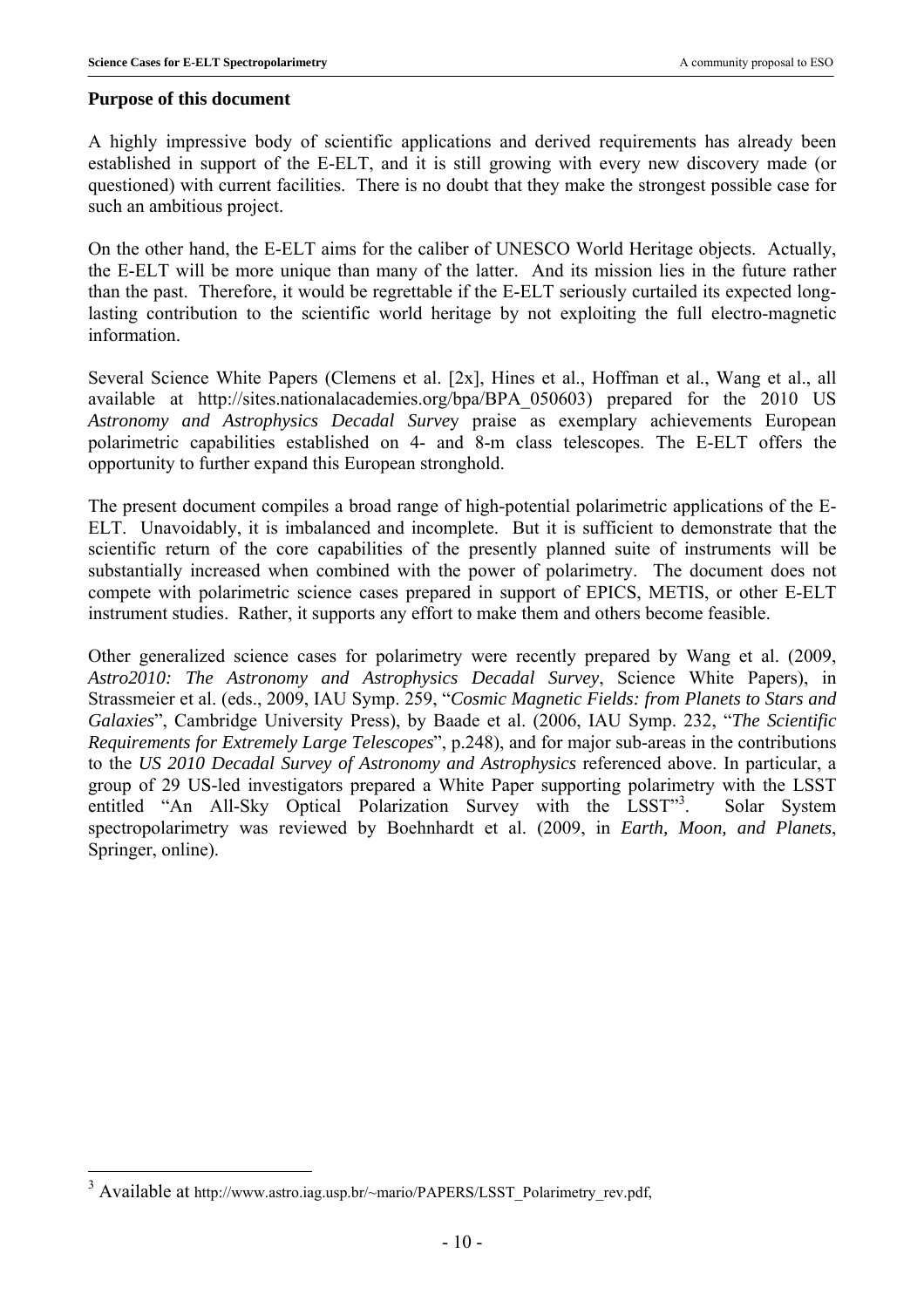**Purpose of this document**

A highly impressive body of scientific applications and derived requirements has already been established in support of the E-ELT, and it is still growing with every new discovery made (or questioned) with current facilities. There is no doubt that they make the strongest possible case for such an ambitious project.

On the other hand, the E-ELT aims for the caliber of UNESCO World Heritage objects. Actually, the E-ELT will be more unique than many of the latter. And its mission lies in the future rather than the past. Therefore, it would be regrettable if the E-ELT seriously curtailed its expected long-lasting contribution to the scientific world heritage by not exploiting the full electro-magnetic information.

Several Science White Papers (Clemens et al. [2x], Hines et al., Hoffman et al., Wang et al., all available at http://sites.nationalacademies.org/bpa/BPA_050603) prepared for the 2010 US *Astronomy and Astrophysics Decadal Survey* praise as exemplary achievements European polarimetric capabilities established on 4- and 8-m class telescopes. The E-ELT offers the opportunity to further expand this European stronghold.

The present document compiles a broad range of high-potential polarimetric applications of the E-ELT. Unavoidably, it is imbalanced and incomplete. But it is sufficient to demonstrate that the scientific return of the core capabilities of the presently planned suite of instruments will be substantially increased when combined with the power of polarimetry. The document does not compete with polarimetric science cases prepared in support of EPICS, METIS, or other E-ELT instrument studies. Rather, it supports any effort to make them and others become feasible.

Other generalized science cases for polarimetry were recently prepared by Wang et al. (2009, *Astro2010: The Astronomy and Astrophysics Decadal Survey*, Science White Papers), in Strassmeier et al. (eds., 2009, IAU Symp. 259, "*Cosmic Magnetic Fields: from Planets to Stars and Galaxies*", Cambridge University Press), by Baade et al. (2006, IAU Symp. 232, "*The Scientific Requirements for Extremely Large Telescopes*", p.248), and for major sub-areas in the contributions to the *US 2010 Decadal Survey of Astronomy and Astrophysics* referenced above. In particular, a group of 29 US-led investigators prepared a White Paper supporting polarimetry with the LSST entitled "An All-Sky Optical Polarization Survey with the LSST"[3]. Solar System spectropolarimetry was reviewed by Boehnhardt et al. (2009, in *Earth, Moon, and Planets*, Springer, online).

---

[3] Available at http://www.astro.iag.usp.br/~mario/PAPERS/LSST_Polarimetry_rev.pdf,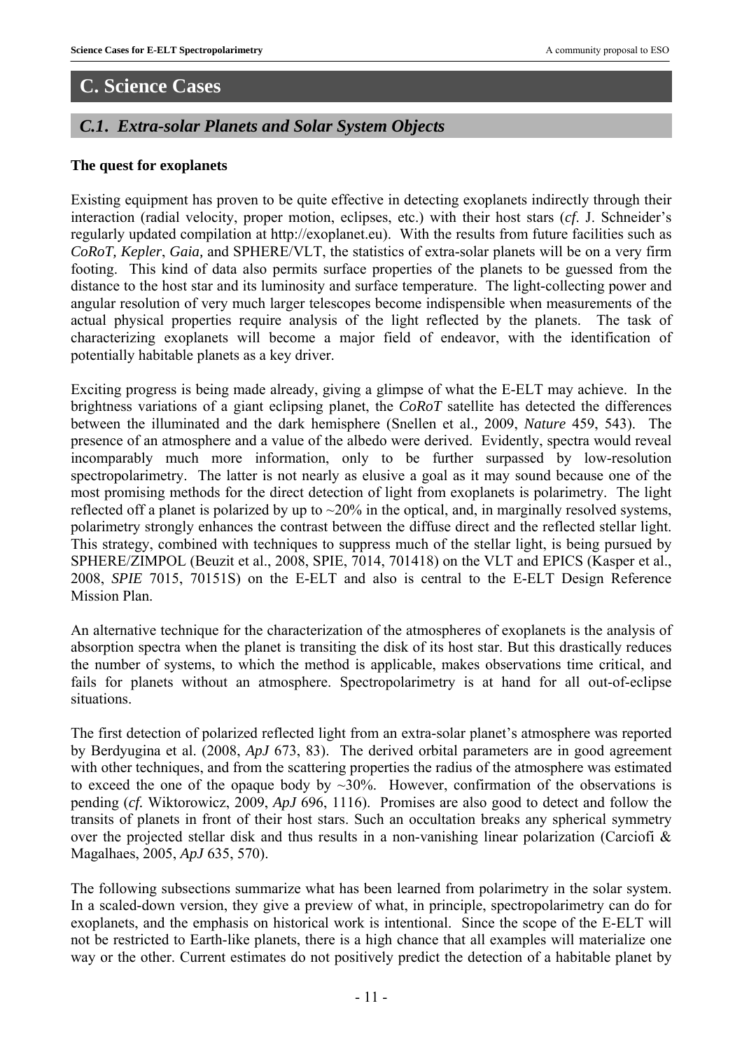# C. Science Cases

## *C.1. Extra-solar Planets and Solar System Objects*

**The quest for exoplanets**

Existing equipment has proven to be quite effective in detecting exoplanets indirectly through their interaction (radial velocity, proper motion, eclipses, etc.) with their host stars (*cf.* J. Schneider's regularly updated compilation at http://exoplanet.eu). With the results from future facilities such as *CoRoT, Kepler*, *Gaia,* and SPHERE/VLT, the statistics of extra-solar planets will be on a very firm footing. This kind of data also permits surface properties of the planets to be guessed from the distance to the host star and its luminosity and surface temperature. The light-collecting power and angular resolution of very much larger telescopes become indispensible when measurements of the actual physical properties require analysis of the light reflected by the planets. The task of characterizing exoplanets will become a major field of endeavor, with the identification of potentially habitable planets as a key driver.

Exciting progress is being made already, giving a glimpse of what the E-ELT may achieve. In the brightness variations of a giant eclipsing planet, the *CoRoT* satellite has detected the differences between the illuminated and the dark hemisphere (Snellen et al*.,* 2009, *Nature* 459, 543). The presence of an atmosphere and a value of the albedo were derived. Evidently, spectra would reveal incomparably much more information, only to be further surpassed by low-resolution spectropolarimetry. The latter is not nearly as elusive a goal as it may sound because one of the most promising methods for the direct detection of light from exoplanets is polarimetry. The light reflected off a planet is polarized by up to ~20% in the optical, and, in marginally resolved systems, polarimetry strongly enhances the contrast between the diffuse direct and the reflected stellar light. This strategy, combined with techniques to suppress much of the stellar light, is being pursued by SPHERE/ZIMPOL (Beuzit et al., 2008, SPIE, 7014, 701418) on the VLT and EPICS (Kasper et al., 2008, *SPIE* 7015, 70151S) on the E-ELT and also is central to the E-ELT Design Reference Mission Plan.

An alternative technique for the characterization of the atmospheres of exoplanets is the analysis of absorption spectra when the planet is transiting the disk of its host star. But this drastically reduces the number of systems, to which the method is applicable, makes observations time critical, and fails for planets without an atmosphere. Spectropolarimetry is at hand for all out-of-eclipse situations.

The first detection of polarized reflected light from an extra-solar planet's atmosphere was reported by Berdyugina et al. (2008, *ApJ* 673, 83). The derived orbital parameters are in good agreement with other techniques, and from the scattering properties the radius of the atmosphere was estimated to exceed the one of the opaque body by ~30%. However, confirmation of the observations is pending (*cf.* Wiktorowicz, 2009, *ApJ* 696, 1116). Promises are also good to detect and follow the transits of planets in front of their host stars. Such an occultation breaks any spherical symmetry over the projected stellar disk and thus results in a non-vanishing linear polarization (Carciofi & Magalhaes, 2005, *ApJ* 635, 570).

The following subsections summarize what has been learned from polarimetry in the solar system. In a scaled-down version, they give a preview of what, in principle, spectropolarimetry can do for exoplanets, and the emphasis on historical work is intentional. Since the scope of the E-ELT will not be restricted to Earth-like planets, there is a high chance that all examples will materialize one way or the other. Current estimates do not positively predict the detection of a habitable planet by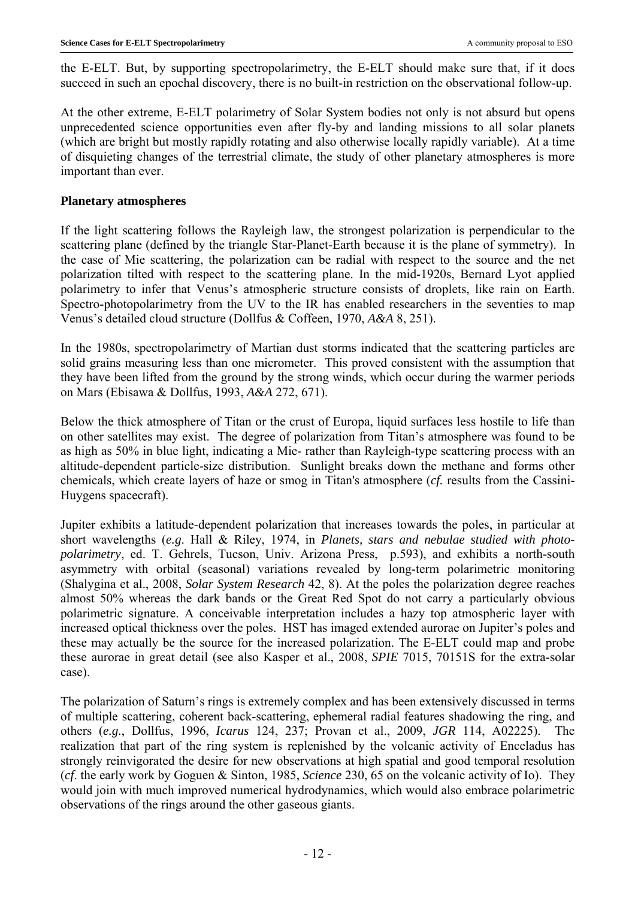the E-ELT. But, by supporting spectropolarimetry, the E-ELT should make sure that, if it does succeed in such an epochal discovery, there is no built-in restriction on the observational follow-up.

At the other extreme, E-ELT polarimetry of Solar System bodies not only is not absurd but opens unprecedented science opportunities even after fly-by and landing missions to all solar planets (which are bright but mostly rapidly rotating and also otherwise locally rapidly variable). At a time of disquieting changes of the terrestrial climate, the study of other planetary atmospheres is more important than ever.

**Planetary atmospheres**

If the light scattering follows the Rayleigh law, the strongest polarization is perpendicular to the scattering plane (defined by the triangle Star-Planet-Earth because it is the plane of symmetry). In the case of Mie scattering, the polarization can be radial with respect to the source and the net polarization tilted with respect to the scattering plane. In the mid-1920s, Bernard Lyot applied polarimetry to infer that Venus's atmospheric structure consists of droplets, like rain on Earth. Spectro-photopolarimetry from the UV to the IR has enabled researchers in the seventies to map Venus's detailed cloud structure (Dollfus & Coffeen, 1970, *A&A* 8, 251).

In the 1980s, spectropolarimetry of Martian dust storms indicated that the scattering particles are solid grains measuring less than one micrometer. This proved consistent with the assumption that they have been lifted from the ground by the strong winds, which occur during the warmer periods on Mars (Ebisawa & Dollfus, 1993, *A&A* 272, 671).

Below the thick atmosphere of Titan or the crust of Europa, liquid surfaces less hostile to life than on other satellites may exist. The degree of polarization from Titan's atmosphere was found to be as high as 50% in blue light, indicating a Mie- rather than Rayleigh-type scattering process with an altitude-dependent particle-size distribution. Sunlight breaks down the methane and forms other chemicals, which create layers of haze or smog in Titan's atmosphere (*cf.* results from the Cassini-Huygens spacecraft).

Jupiter exhibits a latitude-dependent polarization that increases towards the poles, in particular at short wavelengths (*e.g.* Hall & Riley, 1974, in *Planets, stars and nebulae studied with photo-polarimetry*, ed. T. Gehrels, Tucson, Univ. Arizona Press, p.593), and exhibits a north-south asymmetry with orbital (seasonal) variations revealed by long-term polarimetric monitoring (Shalygina et al., 2008, *Solar System Research* 42, 8). At the poles the polarization degree reaches almost 50% whereas the dark bands or the Great Red Spot do not carry a particularly obvious polarimetric signature. A conceivable interpretation includes a hazy top atmospheric layer with increased optical thickness over the poles. HST has imaged extended aurorae on Jupiter's poles and these may actually be the source for the increased polarization. The E-ELT could map and probe these aurorae in great detail (see also Kasper et al., 2008, *SPIE* 7015, 70151S for the extra-solar case).

The polarization of Saturn's rings is extremely complex and has been extensively discussed in terms of multiple scattering, coherent back-scattering, ephemeral radial features shadowing the ring, and others (*e.g.*, Dollfus, 1996, *Icarus* 124, 237; Provan et al., 2009, *JGR* 114, A02225). The realization that part of the ring system is replenished by the volcanic activity of Enceladus has strongly reinvigorated the desire for new observations at high spatial and good temporal resolution (*cf.* the early work by Goguen & Sinton, 1985, *Science* 230, 65 on the volcanic activity of Io). They would join with much improved numerical hydrodynamics, which would also embrace polarimetric observations of the rings around the other gaseous giants.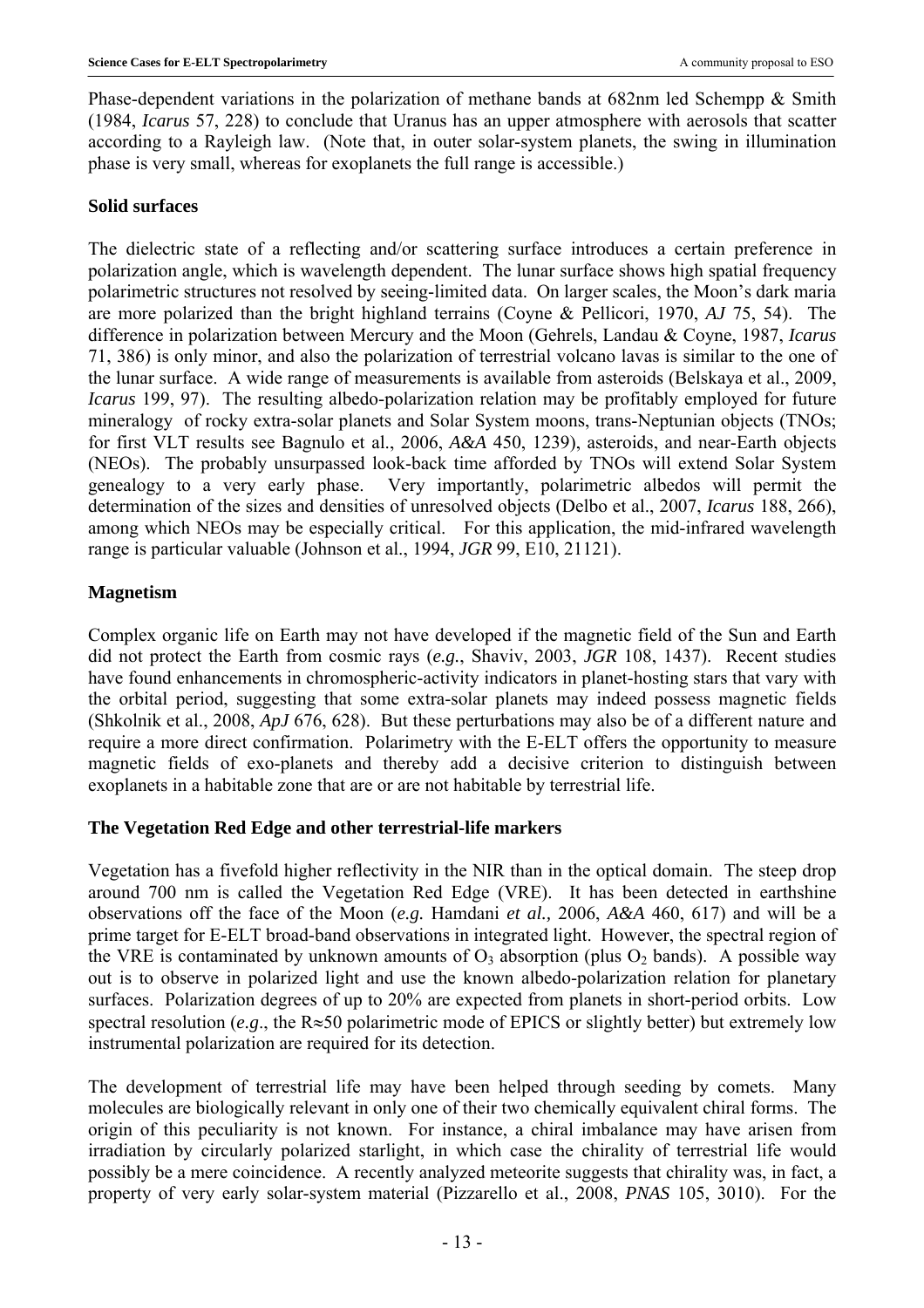Phase-dependent variations in the polarization of methane bands at 682nm led Schempp & Smith (1984, *Icarus* 57, 228) to conclude that Uranus has an upper atmosphere with aerosols that scatter according to a Rayleigh law. (Note that, in outer solar-system planets, the swing in illumination phase is very small, whereas for exoplanets the full range is accessible.)

**Solid surfaces**

The dielectric state of a reflecting and/or scattering surface introduces a certain preference in polarization angle, which is wavelength dependent. The lunar surface shows high spatial frequency polarimetric structures not resolved by seeing-limited data. On larger scales, the Moon's dark maria are more polarized than the bright highland terrains (Coyne & Pellicori, 1970, *AJ* 75, 54). The difference in polarization between Mercury and the Moon (Gehrels, Landau & Coyne, 1987, *Icarus* 71, 386) is only minor, and also the polarization of terrestrial volcano lavas is similar to the one of the lunar surface. A wide range of measurements is available from asteroids (Belskaya et al., 2009, *Icarus* 199, 97). The resulting albedo-polarization relation may be profitably employed for future mineralogy of rocky extra-solar planets and Solar System moons, trans-Neptunian objects (TNOs; for first VLT results see Bagnulo et al., 2006, *A&A* 450, 1239), asteroids, and near-Earth objects (NEOs). The probably unsurpassed look-back time afforded by TNOs will extend Solar System genealogy to a very early phase. Very importantly, polarimetric albedos will permit the determination of the sizes and densities of unresolved objects (Delbo et al., 2007, *Icarus* 188, 266), among which NEOs may be especially critical. For this application, the mid-infrared wavelength range is particular valuable (Johnson et al., 1994, *JGR* 99, E10, 21121).

**Magnetism**

Complex organic life on Earth may not have developed if the magnetic field of the Sun and Earth did not protect the Earth from cosmic rays (*e.g.*, Shaviv, 2003, *JGR* 108, 1437). Recent studies have found enhancements in chromospheric-activity indicators in planet-hosting stars that vary with the orbital period, suggesting that some extra-solar planets may indeed possess magnetic fields (Shkolnik et al., 2008, *ApJ* 676, 628). But these perturbations may also be of a different nature and require a more direct confirmation. Polarimetry with the E-ELT offers the opportunity to measure magnetic fields of exo-planets and thereby add a decisive criterion to distinguish between exoplanets in a habitable zone that are or are not habitable by terrestrial life.

**The Vegetation Red Edge and other terrestrial-life markers**

Vegetation has a fivefold higher reflectivity in the NIR than in the optical domain. The steep drop around 700 nm is called the Vegetation Red Edge (VRE). It has been detected in earthshine observations off the face of the Moon (*e.g.* Hamdani *et al.,* 2006, *A&A* 460, 617) and will be a prime target for E-ELT broad-band observations in integrated light. However, the spectral region of the VRE is contaminated by unknown amounts of $O_3$ absorption (plus $O_2$ bands). A possible way out is to observe in polarized light and use the known albedo-polarization relation for planetary surfaces. Polarization degrees of up to 20% are expected from planets in short-period orbits. Low spectral resolution (*e.g*., the $R\approx50$ polarimetric mode of EPICS or slightly better) but extremely low instrumental polarization are required for its detection.

The development of terrestrial life may have been helped through seeding by comets. Many molecules are biologically relevant in only one of their two chemically equivalent chiral forms. The origin of this peculiarity is not known. For instance, a chiral imbalance may have arisen from irradiation by circularly polarized starlight, in which case the chirality of terrestrial life would possibly be a mere coincidence. A recently analyzed meteorite suggests that chirality was, in fact, a property of very early solar-system material (Pizzarello et al., 2008, *PNAS* 105, 3010). For the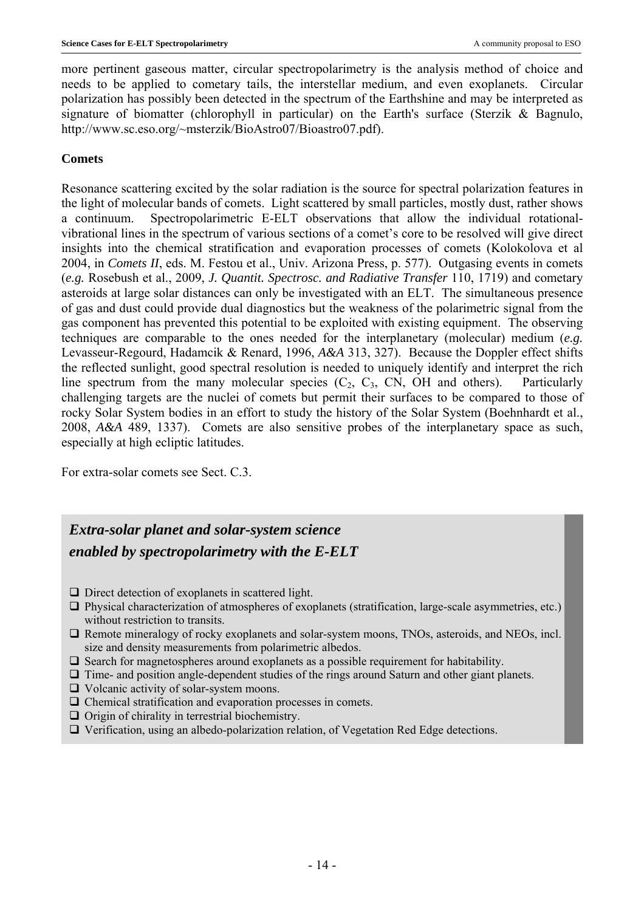more pertinent gaseous matter, circular spectropolarimetry is the analysis method of choice and needs to be applied to cometary tails, the interstellar medium, and even exoplanets. Circular polarization has possibly been detected in the spectrum of the Earthshine and may be interpreted as signature of biomatter (chlorophyll in particular) on the Earth's surface (Sterzik & Bagnulo, http://www.sc.eso.org/~msterzik/BioAstro07/Bioastro07.pdf).

**Comets**

Resonance scattering excited by the solar radiation is the source for spectral polarization features in the light of molecular bands of comets. Light scattered by small particles, mostly dust, rather shows a continuum. Spectropolarimetric E-ELT observations that allow the individual rotational-vibrational lines in the spectrum of various sections of a comet's core to be resolved will give direct insights into the chemical stratification and evaporation processes of comets (Kolokolova et al 2004, in *Comets II*, eds. M. Festou et al., Univ. Arizona Press, p. 577). Outgasing events in comets (*e.g.* Rosebush et al., 2009, *J. Quantit. Spectrosc. and Radiative Transfer* 110, 1719) and cometary asteroids at large solar distances can only be investigated with an ELT. The simultaneous presence of gas and dust could provide dual diagnostics but the weakness of the polarimetric signal from the gas component has prevented this potential to be exploited with existing equipment. The observing techniques are comparable to the ones needed for the interplanetary (molecular) medium (*e.g.* Levasseur-Regourd, Hadamcik & Renard, 1996, *A&A* 313, 327). Because the Doppler effect shifts the reflected sunlight, good spectral resolution is needed to uniquely identify and interpret the rich line spectrum from the many molecular species ($C_2$, $C_3$, CN, OH and others). Particularly challenging targets are the nuclei of comets but permit their surfaces to be compared to those of rocky Solar System bodies in an effort to study the history of the Solar System (Boehnhardt et al., 2008, *A&A* 489, 1337). Comets are also sensitive probes of the interplanetary space as such, especially at high ecliptic latitudes.

For extra-solar comets see Sect. C.3.

## *Extra-solar planet and solar-system science enabled by spectropolarimetry with the E-ELT*

- ❑ Direct detection of exoplanets in scattered light.
- ❑ Physical characterization of atmospheres of exoplanets (stratification, large-scale asymmetries, etc.) without restriction to transits.
- ❑ Remote mineralogy of rocky exoplanets and solar-system moons, TNOs, asteroids, and NEOs, incl. size and density measurements from polarimetric albedos.
- ❑ Search for magnetospheres around exoplanets as a possible requirement for habitability.
- ❑ Time- and position angle-dependent studies of the rings around Saturn and other giant planets.
- ❑ Volcanic activity of solar-system moons.
- ❑ Chemical stratification and evaporation processes in comets.
- ❑ Origin of chirality in terrestrial biochemistry.
- ❑ Verification, using an albedo-polarization relation, of Vegetation Red Edge detections.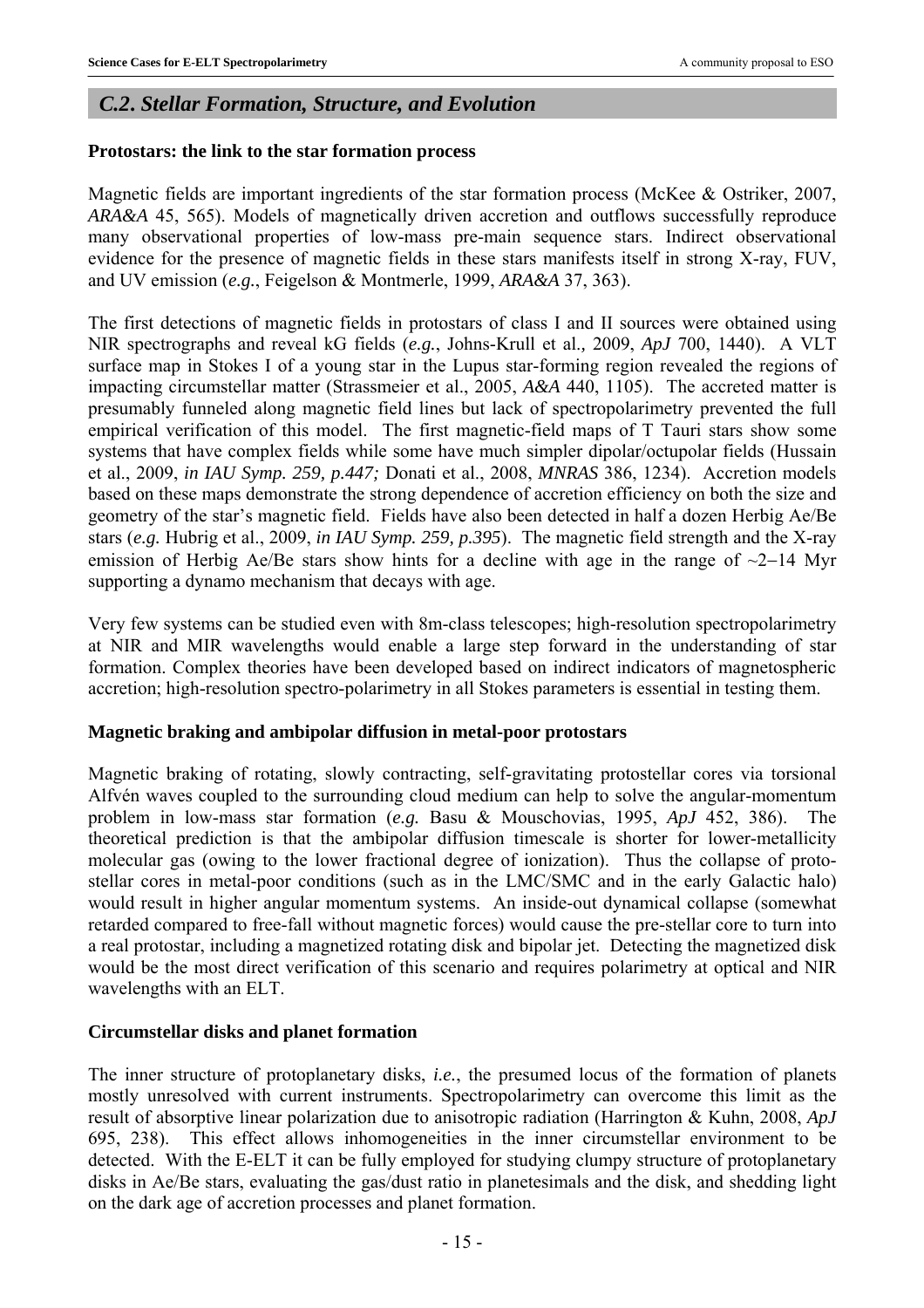## C.2. Stellar Formation, Structure, and Evolution

**Protostars: the link to the star formation process**

Magnetic fields are important ingredients of the star formation process (McKee & Ostriker, 2007, *ARA&A* 45, 565). Models of magnetically driven accretion and outflows successfully reproduce many observational properties of low-mass pre-main sequence stars. Indirect observational evidence for the presence of magnetic fields in these stars manifests itself in strong X-ray, FUV, and UV emission (*e.g.*, Feigelson & Montmerle, 1999, *ARA&A* 37, 363).

The first detections of magnetic fields in protostars of class I and II sources were obtained using NIR spectrographs and reveal kG fields (*e.g.*, Johns-Krull et al*.,* 2009, *ApJ* 700, 1440). A VLT surface map in Stokes I of a young star in the Lupus star-forming region revealed the regions of impacting circumstellar matter (Strassmeier et al., 2005, *A&A* 440, 1105). The accreted matter is presumably funneled along magnetic field lines but lack of spectropolarimetry prevented the full empirical verification of this model. The first magnetic-field maps of T Tauri stars show some systems that have complex fields while some have much simpler dipolar/octupolar fields (Hussain et al., 2009, *in IAU Symp. 259, p.447;* Donati et al., 2008, *MNRAS* 386, 1234). Accretion models based on these maps demonstrate the strong dependence of accretion efficiency on both the size and geometry of the star's magnetic field. Fields have also been detected in half a dozen Herbig Ae/Be stars (*e.g.* Hubrig et al., 2009, *in IAU Symp. 259, p.395*). The magnetic field strength and the X-ray emission of Herbig Ae/Be stars show hints for a decline with age in the range of ~2−14 Myr supporting a dynamo mechanism that decays with age.

Very few systems can be studied even with 8m-class telescopes; high-resolution spectropolarimetry at NIR and MIR wavelengths would enable a large step forward in the understanding of star formation. Complex theories have been developed based on indirect indicators of magnetospheric accretion; high-resolution spectro-polarimetry in all Stokes parameters is essential in testing them.

**Magnetic braking and ambipolar diffusion in metal-poor protostars**

Magnetic braking of rotating, slowly contracting, self-gravitating protostellar cores via torsional Alfvén waves coupled to the surrounding cloud medium can help to solve the angular-momentum problem in low-mass star formation (*e.g.* Basu & Mouschovias, 1995, *ApJ* 452, 386). The theoretical prediction is that the ambipolar diffusion timescale is shorter for lower-metallicity molecular gas (owing to the lower fractional degree of ionization). Thus the collapse of proto-stellar cores in metal-poor conditions (such as in the LMC/SMC and in the early Galactic halo) would result in higher angular momentum systems. An inside-out dynamical collapse (somewhat retarded compared to free-fall without magnetic forces) would cause the pre-stellar core to turn into a real protostar, including a magnetized rotating disk and bipolar jet. Detecting the magnetized disk would be the most direct verification of this scenario and requires polarimetry at optical and NIR wavelengths with an ELT.

**Circumstellar disks and planet formation**

The inner structure of protoplanetary disks, *i.e.*, the presumed locus of the formation of planets mostly unresolved with current instruments. Spectropolarimetry can overcome this limit as the result of absorptive linear polarization due to anisotropic radiation (Harrington & Kuhn, 2008, *ApJ* 695, 238). This effect allows inhomogeneities in the inner circumstellar environment to be detected. With the E-ELT it can be fully employed for studying clumpy structure of protoplanetary disks in Ae/Be stars, evaluating the gas/dust ratio in planetesimals and the disk, and shedding light on the dark age of accretion processes and planet formation.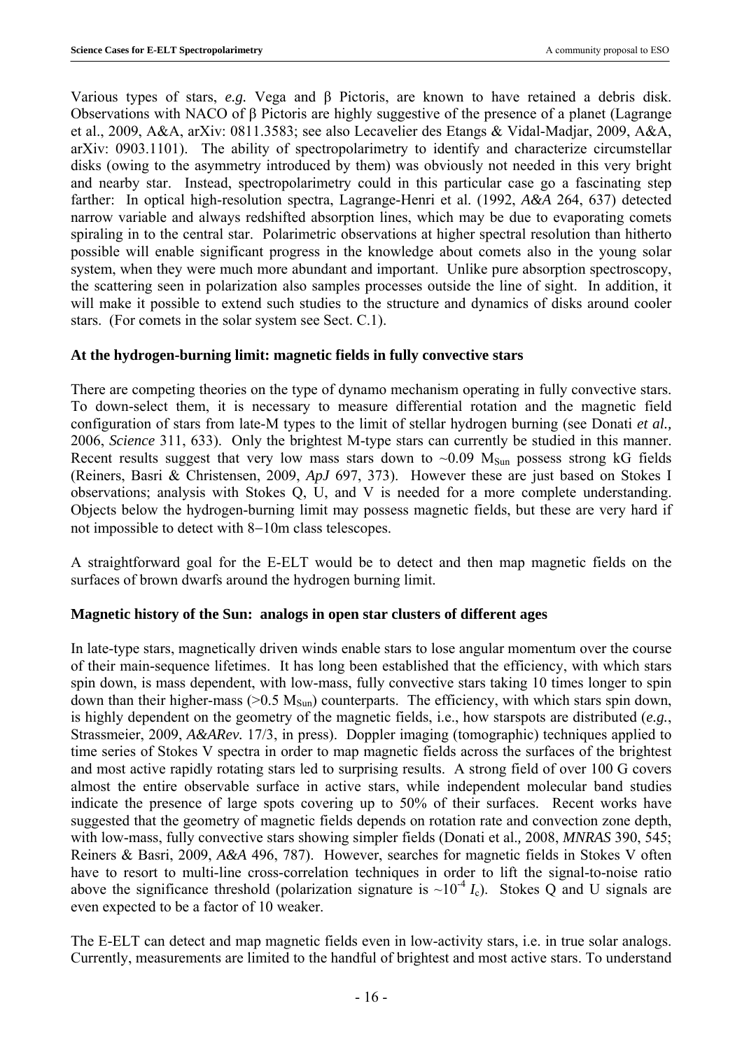Various types of stars, *e.g.* Vega and β Pictoris, are known to have retained a debris disk. Observations with NACO of β Pictoris are highly suggestive of the presence of a planet (Lagrange et al., 2009, A&A, arXiv: 0811.3583; see also Lecavelier des Etangs & Vidal-Madjar, 2009, A&A, arXiv: 0903.1101). The ability of spectropolarimetry to identify and characterize circumstellar disks (owing to the asymmetry introduced by them) was obviously not needed in this very bright and nearby star. Instead, spectropolarimetry could in this particular case go a fascinating step farther: In optical high-resolution spectra, Lagrange-Henri et al. (1992, *A&A* 264, 637) detected narrow variable and always redshifted absorption lines, which may be due to evaporating comets spiraling in to the central star. Polarimetric observations at higher spectral resolution than hitherto possible will enable significant progress in the knowledge about comets also in the young solar system, when they were much more abundant and important. Unlike pure absorption spectroscopy, the scattering seen in polarization also samples processes outside the line of sight. In addition, it will make it possible to extend such studies to the structure and dynamics of disks around cooler stars. (For comets in the solar system see Sect. C.1).

**At the hydrogen-burning limit: magnetic fields in fully convective stars**

There are competing theories on the type of dynamo mechanism operating in fully convective stars. To down-select them, it is necessary to measure differential rotation and the magnetic field configuration of stars from late-M types to the limit of stellar hydrogen burning (see Donati *et al.,* 2006, *Science* 311, 633). Only the brightest M-type stars can currently be studied in this manner. Recent results suggest that very low mass stars down to ~0.09 $M_{Sun}$ possess strong kG fields (Reiners, Basri & Christensen, 2009, *ApJ* 697, 373). However these are just based on Stokes I observations; analysis with Stokes Q, U, and V is needed for a more complete understanding. Objects below the hydrogen-burning limit may possess magnetic fields, but these are very hard if not impossible to detect with 8−10m class telescopes.

A straightforward goal for the E-ELT would be to detect and then map magnetic fields on the surfaces of brown dwarfs around the hydrogen burning limit.

**Magnetic history of the Sun: analogs in open star clusters of different ages**

In late-type stars, magnetically driven winds enable stars to lose angular momentum over the course of their main-sequence lifetimes. It has long been established that the efficiency, with which stars spin down, is mass dependent, with low-mass, fully convective stars taking 10 times longer to spin down than their higher-mass (>0.5 $M_{Sun}$) counterparts. The efficiency, with which stars spin down, is highly dependent on the geometry of the magnetic fields, i.e., how starspots are distributed (*e.g.*, Strassmeier, 2009, *A&ARev.* 17/3, in press). Doppler imaging (tomographic) techniques applied to time series of Stokes V spectra in order to map magnetic fields across the surfaces of the brightest and most active rapidly rotating stars led to surprising results. A strong field of over 100 G covers almost the entire observable surface in active stars, while independent molecular band studies indicate the presence of large spots covering up to 50% of their surfaces. Recent works have suggested that the geometry of magnetic fields depends on rotation rate and convection zone depth, with low-mass, fully convective stars showing simpler fields (Donati et al., 2008, *MNRAS* 390, 545; Reiners & Basri, 2009, *A&A* 496, 787). However, searches for magnetic fields in Stokes V often have to resort to multi-line cross-correlation techniques in order to lift the signal-to-noise ratio above the significance threshold (polarization signature is ~$10^{-4}$ $I_c$). Stokes Q and U signals are even expected to be a factor of 10 weaker.

The E-ELT can detect and map magnetic fields even in low-activity stars, i.e. in true solar analogs. Currently, measurements are limited to the handful of brightest and most active stars. To understand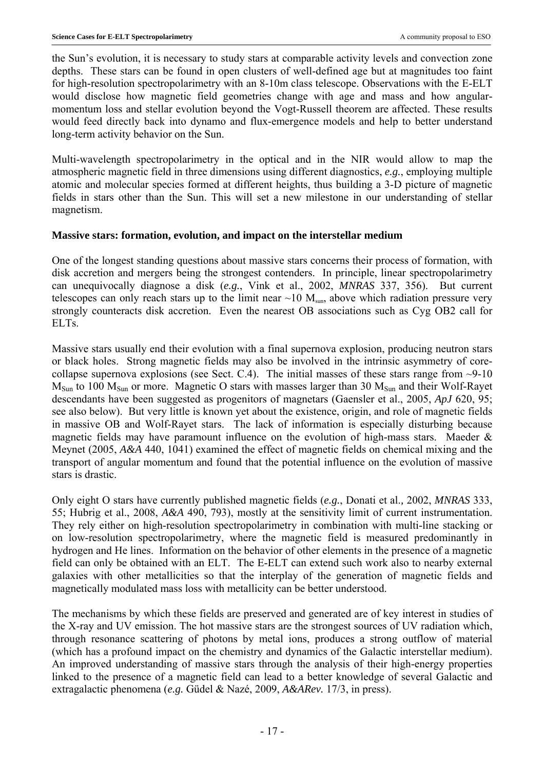the Sun's evolution, it is necessary to study stars at comparable activity levels and convection zone depths. These stars can be found in open clusters of well-defined age but at magnitudes too faint for high-resolution spectropolarimetry with an 8-10m class telescope. Observations with the E-ELT would disclose how magnetic field geometries change with age and mass and how angular-momentum loss and stellar evolution beyond the Vogt-Russell theorem are affected. These results would feed directly back into dynamo and flux-emergence models and help to better understand long-term activity behavior on the Sun.

Multi-wavelength spectropolarimetry in the optical and in the NIR would allow to map the atmospheric magnetic field in three dimensions using different diagnostics, *e.g.*, employing multiple atomic and molecular species formed at different heights, thus building a 3-D picture of magnetic fields in stars other than the Sun. This will set a new milestone in our understanding of stellar magnetism.

**Massive stars: formation, evolution, and impact on the interstellar medium**

One of the longest standing questions about massive stars concerns their process of formation, with disk accretion and mergers being the strongest contenders. In principle, linear spectropolarimetry can unequivocally diagnose a disk (*e.g.*, Vink et al., 2002, *MNRAS* 337, 356). But current telescopes can only reach stars up to the limit near ~10 $M_{sun}$, above which radiation pressure very strongly counteracts disk accretion. Even the nearest OB associations such as Cyg OB2 call for ELTs.

Massive stars usually end their evolution with a final supernova explosion, producing neutron stars or black holes. Strong magnetic fields may also be involved in the intrinsic asymmetry of core-collapse supernova explosions (see Sect. C.4). The initial masses of these stars range from ~9-10 $M_{Sun}$ to 100 $M_{Sun}$ or more. Magnetic O stars with masses larger than 30 $M_{Sun}$ and their Wolf-Rayet descendants have been suggested as progenitors of magnetars (Gaensler et al., 2005, *ApJ* 620, 95; see also below). But very little is known yet about the existence, origin, and role of magnetic fields in massive OB and Wolf-Rayet stars. The lack of information is especially disturbing because magnetic fields may have paramount influence on the evolution of high-mass stars. Maeder & Meynet (2005, *A&A* 440, 1041) examined the effect of magnetic fields on chemical mixing and the transport of angular momentum and found that the potential influence on the evolution of massive stars is drastic.

Only eight O stars have currently published magnetic fields (*e.g.*, Donati et al., 2002, *MNRAS* 333, 55; Hubrig et al., 2008, *A&A* 490, 793), mostly at the sensitivity limit of current instrumentation. They rely either on high-resolution spectropolarimetry in combination with multi-line stacking or on low-resolution spectropolarimetry, where the magnetic field is measured predominantly in hydrogen and He lines. Information on the behavior of other elements in the presence of a magnetic field can only be obtained with an ELT. The E-ELT can extend such work also to nearby external galaxies with other metallicities so that the interplay of the generation of magnetic fields and magnetically modulated mass loss with metallicity can be better understood.

The mechanisms by which these fields are preserved and generated are of key interest in studies of the X-ray and UV emission. The hot massive stars are the strongest sources of UV radiation which, through resonance scattering of photons by metal ions, produces a strong outflow of material (which has a profound impact on the chemistry and dynamics of the Galactic interstellar medium). An improved understanding of massive stars through the analysis of their high-energy properties linked to the presence of a magnetic field can lead to a better knowledge of several Galactic and extragalactic phenomena (*e.g.* Güdel & Nazé, 2009, *A&ARev.* 17/3, in press).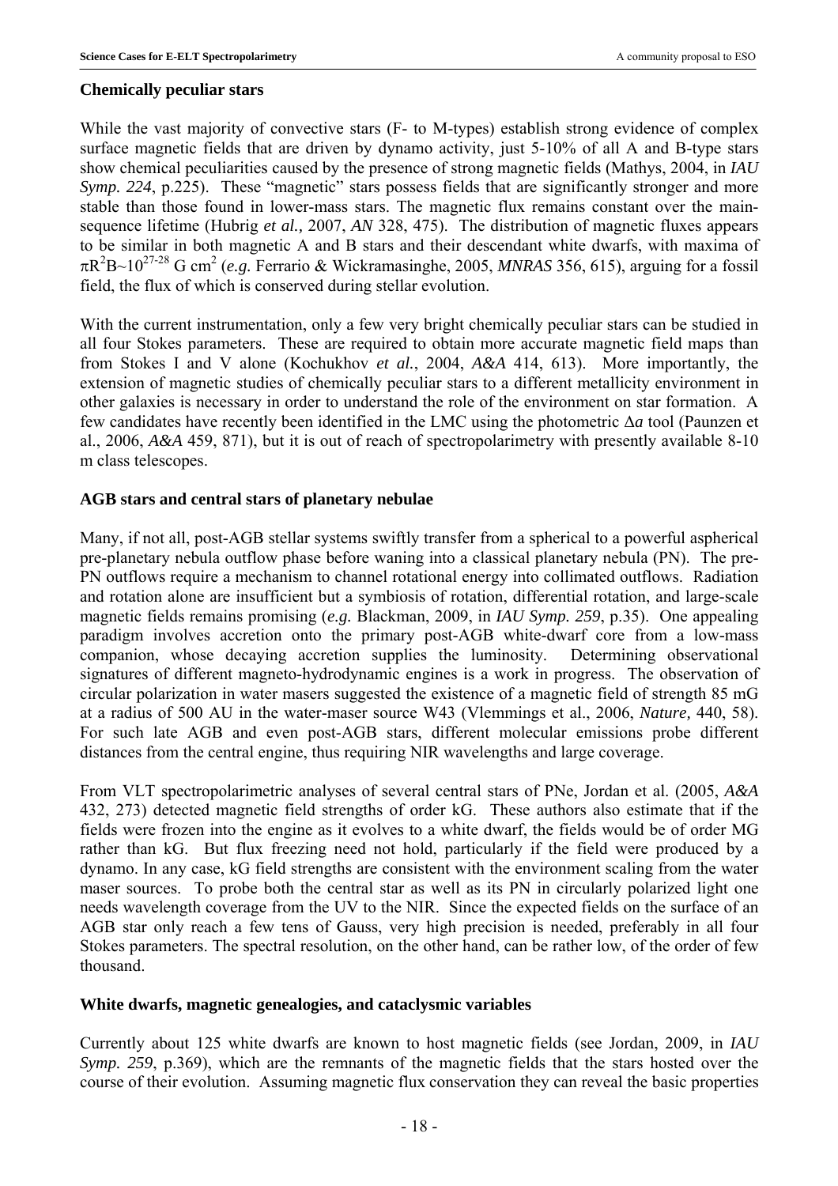### Chemically peculiar stars

While the vast majority of convective stars (F- to M-types) establish strong evidence of complex surface magnetic fields that are driven by dynamo activity, just 5-10% of all A and B-type stars show chemical peculiarities caused by the presence of strong magnetic fields (Mathys, 2004, in *IAU Symp. 224*, p.225). These "magnetic" stars possess fields that are significantly stronger and more stable than those found in lower-mass stars. The magnetic flux remains constant over the main-sequence lifetime (Hubrig *et al.,* 2007, *AN* 328, 475). The distribution of magnetic fluxes appears to be similar in both magnetic A and B stars and their descendant white dwarfs, with maxima of $\pi R^2 B \sim 10^{27-28}$ G cm$^2$ (*e.g.* Ferrario & Wickramasinghe, 2005, *MNRAS* 356, 615), arguing for a fossil field, the flux of which is conserved during stellar evolution.

With the current instrumentation, only a few very bright chemically peculiar stars can be studied in all four Stokes parameters. These are required to obtain more accurate magnetic field maps than from Stokes I and V alone (Kochukhov *et al.*, 2004, *A&A* 414, 613). More importantly, the extension of magnetic studies of chemically peculiar stars to a different metallicity environment in other galaxies is necessary in order to understand the role of the environment on star formation. A few candidates have recently been identified in the LMC using the photometric $\Delta a$ tool (Paunzen et al., 2006, *A&A* 459, 871), but it is out of reach of spectropolarimetry with presently available 8-10 m class telescopes.

### AGB stars and central stars of planetary nebulae

Many, if not all, post-AGB stellar systems swiftly transfer from a spherical to a powerful aspherical pre-planetary nebula outflow phase before waning into a classical planetary nebula (PN). The pre-PN outflows require a mechanism to channel rotational energy into collimated outflows. Radiation and rotation alone are insufficient but a symbiosis of rotation, differential rotation, and large-scale magnetic fields remains promising (*e.g.* Blackman, 2009, in *IAU Symp. 259*, p.35). One appealing paradigm involves accretion onto the primary post-AGB white-dwarf core from a low-mass companion, whose decaying accretion supplies the luminosity. Determining observational signatures of different magneto-hydrodynamic engines is a work in progress. The observation of circular polarization in water masers suggested the existence of a magnetic field of strength 85 mG at a radius of 500 AU in the water-maser source W43 (Vlemmings et al., 2006, *Nature,* 440, 58). For such late AGB and even post-AGB stars, different molecular emissions probe different distances from the central engine, thus requiring NIR wavelengths and large coverage.

From VLT spectropolarimetric analyses of several central stars of PNe, Jordan et al. (2005, *A&A* 432, 273) detected magnetic field strengths of order kG. These authors also estimate that if the fields were frozen into the engine as it evolves to a white dwarf, the fields would be of order MG rather than kG. But flux freezing need not hold, particularly if the field were produced by a dynamo. In any case, kG field strengths are consistent with the environment scaling from the water maser sources. To probe both the central star as well as its PN in circularly polarized light one needs wavelength coverage from the UV to the NIR. Since the expected fields on the surface of an AGB star only reach a few tens of Gauss, very high precision is needed, preferably in all four Stokes parameters. The spectral resolution, on the other hand, can be rather low, of the order of few thousand.

### White dwarfs, magnetic genealogies, and cataclysmic variables

Currently about 125 white dwarfs are known to host magnetic fields (see Jordan, 2009, in *IAU Symp. 259*, p.369), which are the remnants of the magnetic fields that the stars hosted over the course of their evolution. Assuming magnetic flux conservation they can reveal the basic properties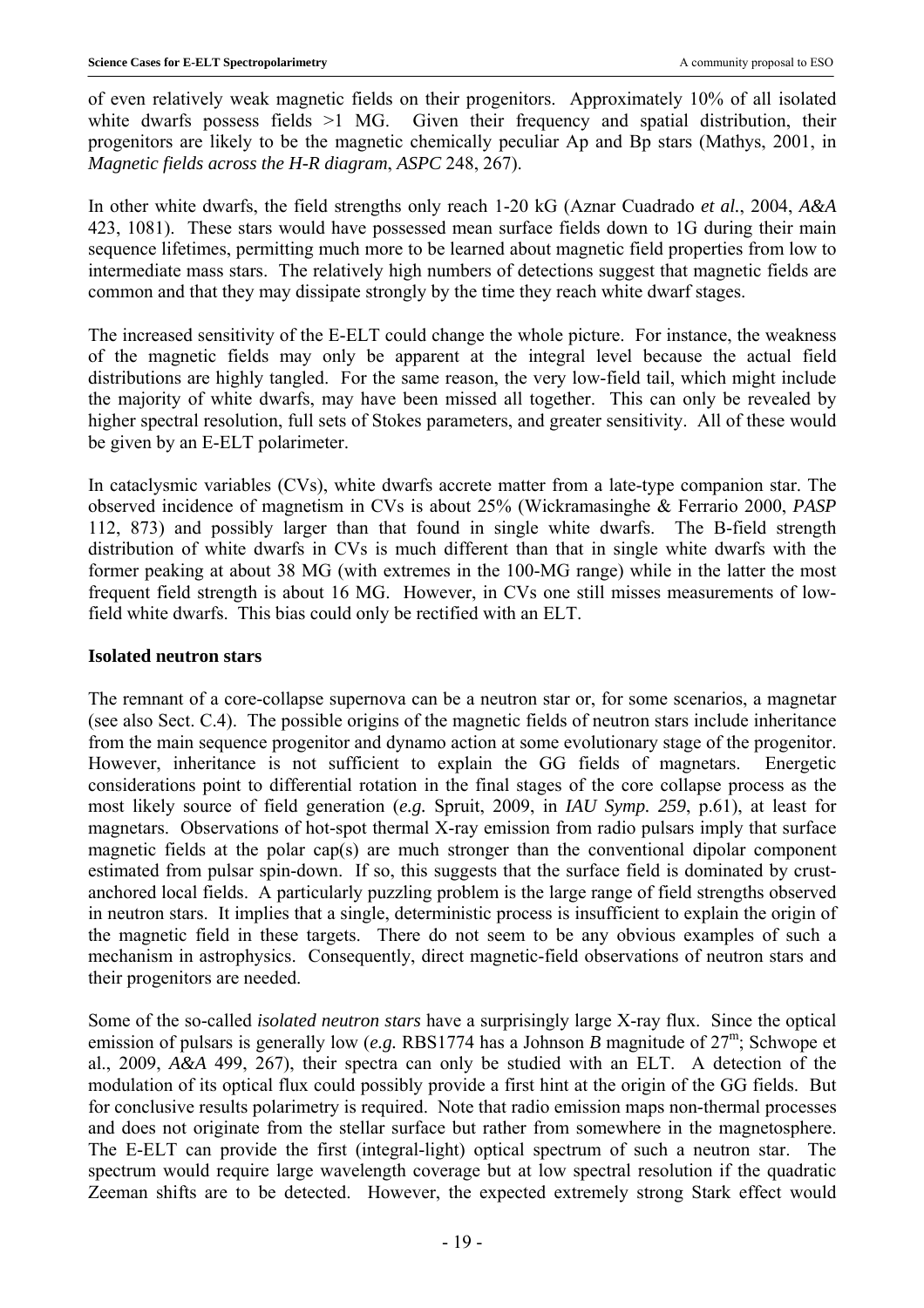of even relatively weak magnetic fields on their progenitors. Approximately 10% of all isolated white dwarfs possess fields >1 MG. Given their frequency and spatial distribution, their progenitors are likely to be the magnetic chemically peculiar Ap and Bp stars (Mathys, 2001, in *Magnetic fields across the H-R diagram*, *ASPC* 248, 267).

In other white dwarfs, the field strengths only reach 1-20 kG (Aznar Cuadrado *et al.*, 2004, *A&A* 423, 1081). These stars would have possessed mean surface fields down to 1G during their main sequence lifetimes, permitting much more to be learned about magnetic field properties from low to intermediate mass stars. The relatively high numbers of detections suggest that magnetic fields are common and that they may dissipate strongly by the time they reach white dwarf stages.

The increased sensitivity of the E-ELT could change the whole picture. For instance, the weakness of the magnetic fields may only be apparent at the integral level because the actual field distributions are highly tangled. For the same reason, the very low-field tail, which might include the majority of white dwarfs, may have been missed all together. This can only be revealed by higher spectral resolution, full sets of Stokes parameters, and greater sensitivity. All of these would be given by an E-ELT polarimeter.

In cataclysmic variables (CVs), white dwarfs accrete matter from a late-type companion star. The observed incidence of magnetism in CVs is about 25% (Wickramasinghe & Ferrario 2000, *PASP* 112, 873) and possibly larger than that found in single white dwarfs. The B-field strength distribution of white dwarfs in CVs is much different than that in single white dwarfs with the former peaking at about 38 MG (with extremes in the 100-MG range) while in the latter the most frequent field strength is about 16 MG. However, in CVs one still misses measurements of low-field white dwarfs. This bias could only be rectified with an ELT.

**Isolated neutron stars**

The remnant of a core-collapse supernova can be a neutron star or, for some scenarios, a magnetar (see also Sect. C.4). The possible origins of the magnetic fields of neutron stars include inheritance from the main sequence progenitor and dynamo action at some evolutionary stage of the progenitor. However, inheritance is not sufficient to explain the GG fields of magnetars. Energetic considerations point to differential rotation in the final stages of the core collapse process as the most likely source of field generation (*e.g.* Spruit, 2009, in *IAU Symp. 259*, p.61), at least for magnetars. Observations of hot-spot thermal X-ray emission from radio pulsars imply that surface magnetic fields at the polar cap(s) are much stronger than the conventional dipolar component estimated from pulsar spin-down. If so, this suggests that the surface field is dominated by crust-anchored local fields. A particularly puzzling problem is the large range of field strengths observed in neutron stars. It implies that a single, deterministic process is insufficient to explain the origin of the magnetic field in these targets. There do not seem to be any obvious examples of such a mechanism in astrophysics. Consequently, direct magnetic-field observations of neutron stars and their progenitors are needed.

Some of the so-called *isolated neutron stars* have a surprisingly large X-ray flux. Since the optical emission of pulsars is generally low (*e.g.* RBS1774 has a Johnson *B* magnitude of $27^{m}$; Schwope et al., 2009, *A&A* 499, 267), their spectra can only be studied with an ELT. A detection of the modulation of its optical flux could possibly provide a first hint at the origin of the GG fields. But for conclusive results polarimetry is required. Note that radio emission maps non-thermal processes and does not originate from the stellar surface but rather from somewhere in the magnetosphere. The E-ELT can provide the first (integral-light) optical spectrum of such a neutron star. The spectrum would require large wavelength coverage but at low spectral resolution if the quadratic Zeeman shifts are to be detected. However, the expected extremely strong Stark effect would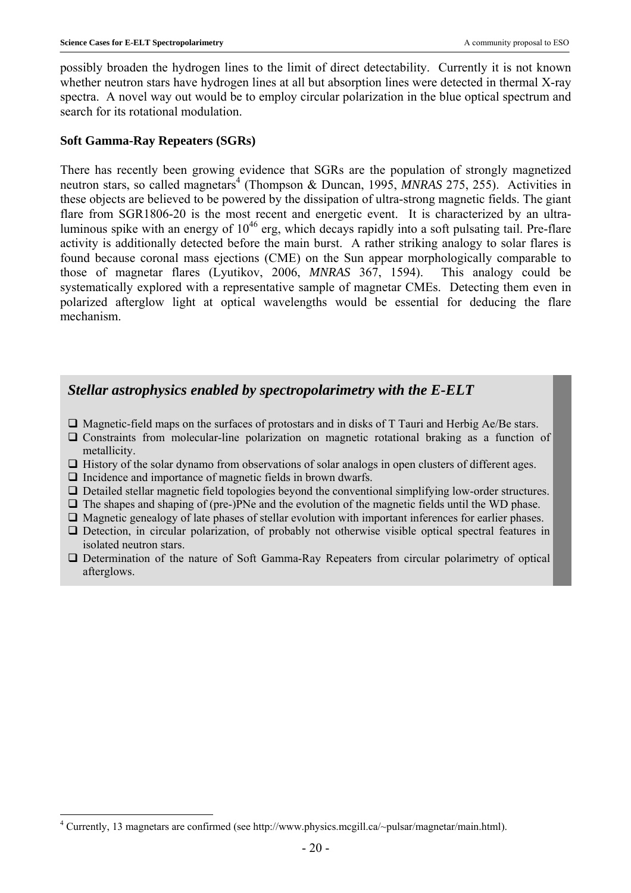possibly broaden the hydrogen lines to the limit of direct detectability. Currently it is not known whether neutron stars have hydrogen lines at all but absorption lines were detected in thermal X-ray spectra. A novel way out would be to employ circular polarization in the blue optical spectrum and search for its rotational modulation.

### Soft Gamma-Ray Repeaters (SGRs)

There has recently been growing evidence that SGRs are the population of strongly magnetized neutron stars, so called magnetars[4] (Thompson & Duncan, 1995, *MNRAS* 275, 255). Activities in these objects are believed to be powered by the dissipation of ultra-strong magnetic fields. The giant flare from SGR1806-20 is the most recent and energetic event. It is characterized by an ultra-luminous spike with an energy of $10^{46}$ erg, which decays rapidly into a soft pulsating tail. Pre-flare activity is additionally detected before the main burst. A rather striking analogy to solar flares is found because coronal mass ejections (CME) on the Sun appear morphologically comparable to those of magnetar flares (Lyutikov, 2006, *MNRAS* 367, 1594). This analogy could be systematically explored with a representative sample of magnetar CMEs. Detecting them even in polarized afterglow light at optical wavelengths would be essential for deducing the flare mechanism.

## *Stellar astrophysics enabled by spectropolarimetry with the E-ELT*

- Magnetic-field maps on the surfaces of protostars and in disks of T Tauri and Herbig Ae/Be stars.
- Constraints from molecular-line polarization on magnetic rotational braking as a function of metallicity.
- History of the solar dynamo from observations of solar analogs in open clusters of different ages.
- Incidence and importance of magnetic fields in brown dwarfs.
- Detailed stellar magnetic field topologies beyond the conventional simplifying low-order structures.
- The shapes and shaping of (pre-)PNe and the evolution of the magnetic fields until the WD phase.
- Magnetic genealogy of late phases of stellar evolution with important inferences for earlier phases.
- Detection, in circular polarization, of probably not otherwise visible optical spectral features in isolated neutron stars.
- Determination of the nature of Soft Gamma-Ray Repeaters from circular polarimetry of optical afterglows.

---

[4] Currently, 13 magnetars are confirmed (see http://www.physics.mcgill.ca/~pulsar/magnetar/main.html).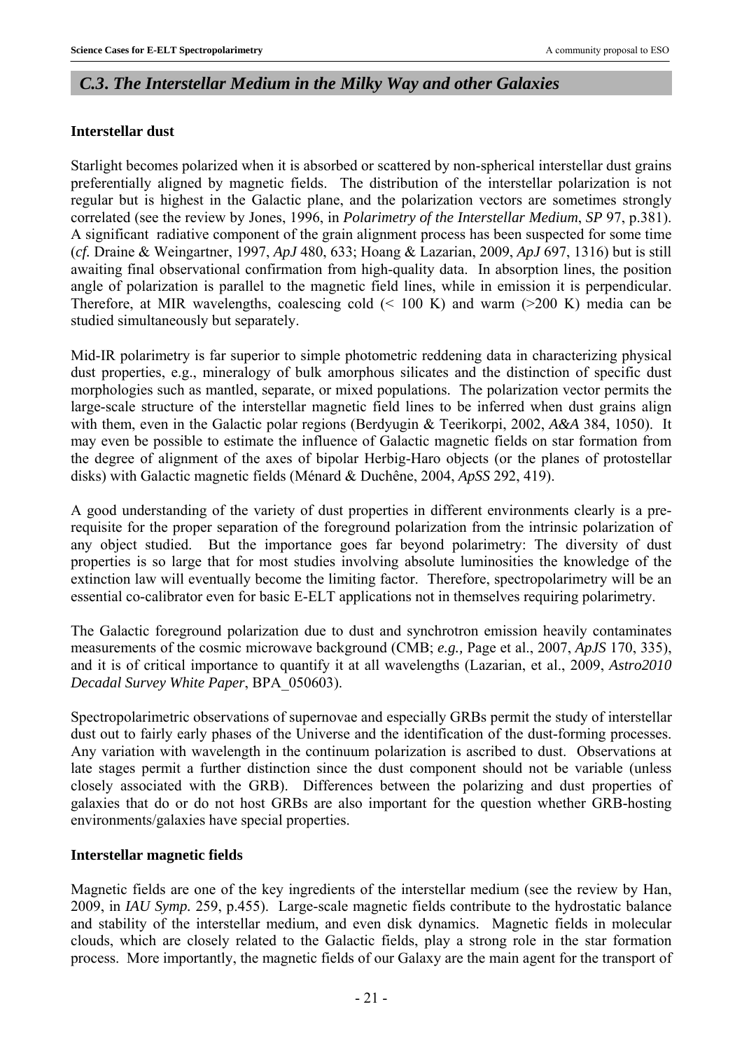## *C.3. The Interstellar Medium in the Milky Way and other Galaxies*

**Interstellar dust**

Starlight becomes polarized when it is absorbed or scattered by non-spherical interstellar dust grains preferentially aligned by magnetic fields. The distribution of the interstellar polarization is not regular but is highest in the Galactic plane, and the polarization vectors are sometimes strongly correlated (see the review by Jones, 1996, in *Polarimetry of the Interstellar Medium*, *SP* 97, p.381). A significant radiative component of the grain alignment process has been suspected for some time (*cf.* Draine & Weingartner, 1997, *ApJ* 480, 633; Hoang & Lazarian, 2009, *ApJ* 697, 1316) but is still awaiting final observational confirmation from high-quality data. In absorption lines, the position angle of polarization is parallel to the magnetic field lines, while in emission it is perpendicular. Therefore, at MIR wavelengths, coalescing cold (< 100 K) and warm (>200 K) media can be studied simultaneously but separately.

Mid-IR polarimetry is far superior to simple photometric reddening data in characterizing physical dust properties, e.g., mineralogy of bulk amorphous silicates and the distinction of specific dust morphologies such as mantled, separate, or mixed populations. The polarization vector permits the large-scale structure of the interstellar magnetic field lines to be inferred when dust grains align with them, even in the Galactic polar regions (Berdyugin & Teerikorpi, 2002, *A&A* 384, 1050). It may even be possible to estimate the influence of Galactic magnetic fields on star formation from the degree of alignment of the axes of bipolar Herbig-Haro objects (or the planes of protostellar disks) with Galactic magnetic fields (Ménard & Duchêne, 2004, *ApSS* 292, 419).

A good understanding of the variety of dust properties in different environments clearly is a pre-requisite for the proper separation of the foreground polarization from the intrinsic polarization of any object studied. But the importance goes far beyond polarimetry: The diversity of dust properties is so large that for most studies involving absolute luminosities the knowledge of the extinction law will eventually become the limiting factor. Therefore, spectropolarimetry will be an essential co-calibrator even for basic E-ELT applications not in themselves requiring polarimetry.

The Galactic foreground polarization due to dust and synchrotron emission heavily contaminates measurements of the cosmic microwave background (CMB; *e.g.,* Page et al., 2007, *ApJS* 170, 335), and it is of critical importance to quantify it at all wavelengths (Lazarian, et al., 2009, *Astro2010 Decadal Survey White Paper*, BPA_050603).

Spectropolarimetric observations of supernovae and especially GRBs permit the study of interstellar dust out to fairly early phases of the Universe and the identification of the dust-forming processes. Any variation with wavelength in the continuum polarization is ascribed to dust. Observations at late stages permit a further distinction since the dust component should not be variable (unless closely associated with the GRB). Differences between the polarizing and dust properties of galaxies that do or do not host GRBs are also important for the question whether GRB-hosting environments/galaxies have special properties.

**Interstellar magnetic fields**

Magnetic fields are one of the key ingredients of the interstellar medium (see the review by Han, 2009, in *IAU Symp.* 259, p.455). Large-scale magnetic fields contribute to the hydrostatic balance and stability of the interstellar medium, and even disk dynamics. Magnetic fields in molecular clouds, which are closely related to the Galactic fields, play a strong role in the star formation process. More importantly, the magnetic fields of our Galaxy are the main agent for the transport of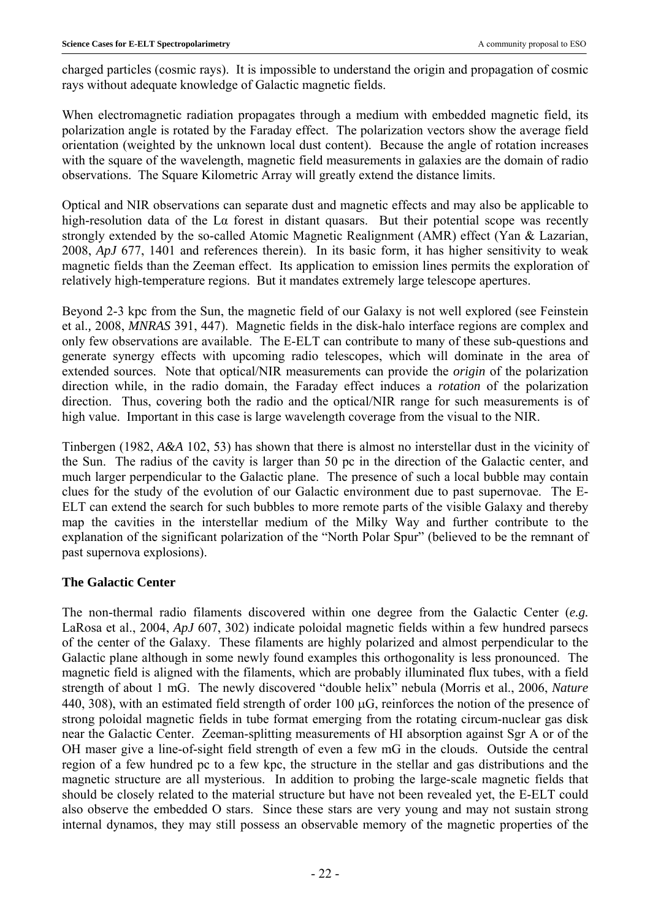charged particles (cosmic rays). It is impossible to understand the origin and propagation of cosmic rays without adequate knowledge of Galactic magnetic fields.

When electromagnetic radiation propagates through a medium with embedded magnetic field, its polarization angle is rotated by the Faraday effect. The polarization vectors show the average field orientation (weighted by the unknown local dust content). Because the angle of rotation increases with the square of the wavelength, magnetic field measurements in galaxies are the domain of radio observations. The Square Kilometric Array will greatly extend the distance limits.

Optical and NIR observations can separate dust and magnetic effects and may also be applicable to high-resolution data of the Lα forest in distant quasars. But their potential scope was recently strongly extended by the so-called Atomic Magnetic Realignment (AMR) effect (Yan & Lazarian, 2008, *ApJ* 677, 1401 and references therein). In its basic form, it has higher sensitivity to weak magnetic fields than the Zeeman effect. Its application to emission lines permits the exploration of relatively high-temperature regions. But it mandates extremely large telescope apertures.

Beyond 2-3 kpc from the Sun, the magnetic field of our Galaxy is not well explored (see Feinstein et al., 2008, *MNRAS* 391, 447). Magnetic fields in the disk-halo interface regions are complex and only few observations are available. The E-ELT can contribute to many of these sub-questions and generate synergy effects with upcoming radio telescopes, which will dominate in the area of extended sources. Note that optical/NIR measurements can provide the *origin* of the polarization direction while, in the radio domain, the Faraday effect induces a *rotation* of the polarization direction. Thus, covering both the radio and the optical/NIR range for such measurements is of high value. Important in this case is large wavelength coverage from the visual to the NIR.

Tinbergen (1982, *A&A* 102, 53) has shown that there is almost no interstellar dust in the vicinity of the Sun. The radius of the cavity is larger than 50 pc in the direction of the Galactic center, and much larger perpendicular to the Galactic plane. The presence of such a local bubble may contain clues for the study of the evolution of our Galactic environment due to past supernovae. The E-ELT can extend the search for such bubbles to more remote parts of the visible Galaxy and thereby map the cavities in the interstellar medium of the Milky Way and further contribute to the explanation of the significant polarization of the "North Polar Spur" (believed to be the remnant of past supernova explosions).

**The Galactic Center**

The non-thermal radio filaments discovered within one degree from the Galactic Center (*e.g.* LaRosa et al., 2004, *ApJ* 607, 302) indicate poloidal magnetic fields within a few hundred parsecs of the center of the Galaxy. These filaments are highly polarized and almost perpendicular to the Galactic plane although in some newly found examples this orthogonality is less pronounced. The magnetic field is aligned with the filaments, which are probably illuminated flux tubes, with a field strength of about 1 mG. The newly discovered "double helix" nebula (Morris et al., 2006, *Nature* 440, 308), with an estimated field strength of order 100 μG, reinforces the notion of the presence of strong poloidal magnetic fields in tube format emerging from the rotating circum-nuclear gas disk near the Galactic Center. Zeeman-splitting measurements of HI absorption against Sgr A or of the OH maser give a line-of-sight field strength of even a few mG in the clouds. Outside the central region of a few hundred pc to a few kpc, the structure in the stellar and gas distributions and the magnetic structure are all mysterious. In addition to probing the large-scale magnetic fields that should be closely related to the material structure but have not been revealed yet, the E-ELT could also observe the embedded O stars. Since these stars are very young and may not sustain strong internal dynamos, they may still possess an observable memory of the magnetic properties of the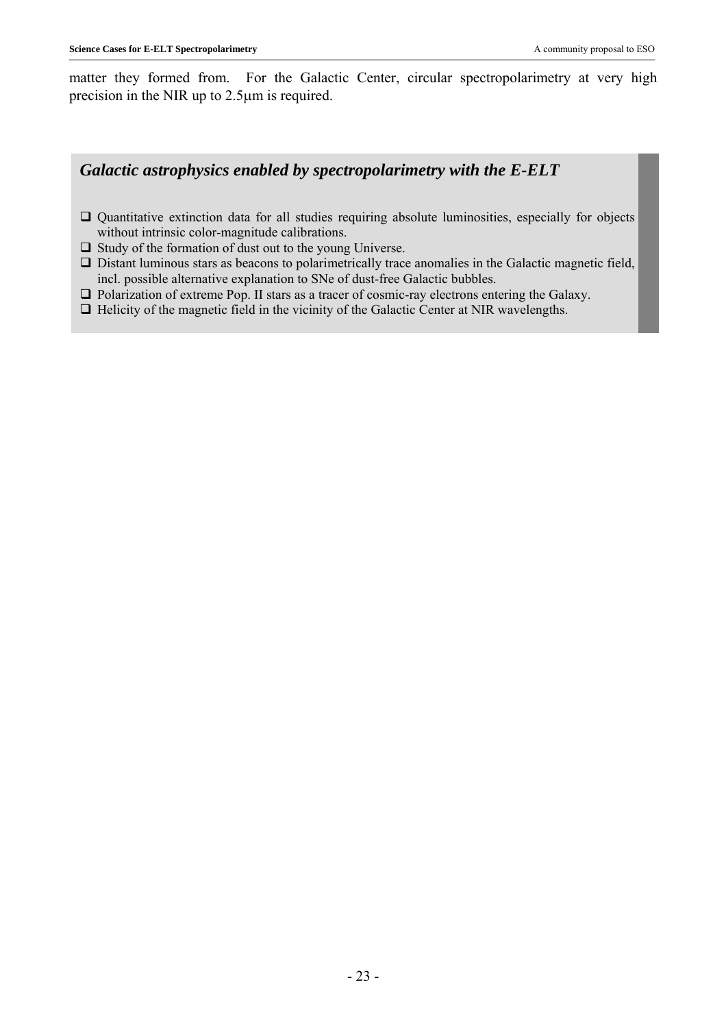matter they formed from. For the Galactic Center, circular spectropolarimetry at very high precision in the NIR up to 2.5μm is required.

### *Galactic astrophysics enabled by spectropolarimetry with the E-ELT*

- Quantitative extinction data for all studies requiring absolute luminosities, especially for objects without intrinsic color-magnitude calibrations.
- Study of the formation of dust out to the young Universe.
- Distant luminous stars as beacons to polarimetrically trace anomalies in the Galactic magnetic field, incl. possible alternative explanation to SNe of dust-free Galactic bubbles.
- Polarization of extreme Pop. II stars as a tracer of cosmic-ray electrons entering the Galaxy.
- Helicity of the magnetic field in the vicinity of the Galactic Center at NIR wavelengths.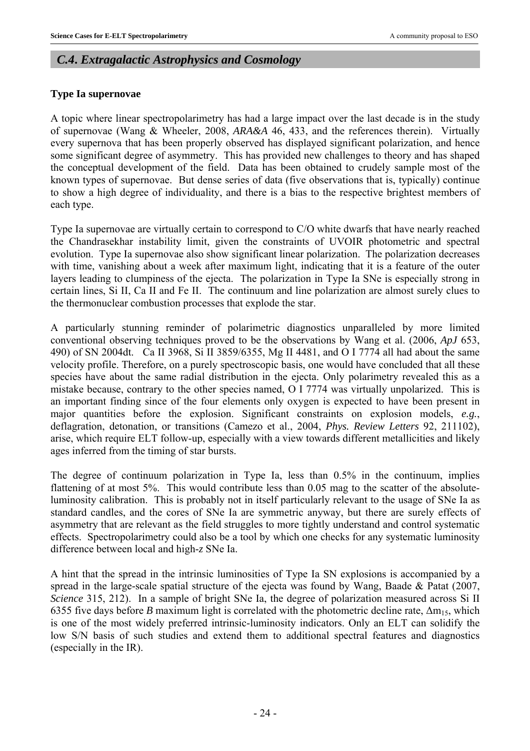## *C.4. Extragalactic Astrophysics and Cosmology*

### Type Ia supernovae

A topic where linear spectropolarimetry has had a large impact over the last decade is in the study of supernovae (Wang & Wheeler, 2008, *ARA&A* 46, 433, and the references therein). Virtually every supernova that has been properly observed has displayed significant polarization, and hence some significant degree of asymmetry. This has provided new challenges to theory and has shaped the conceptual development of the field. Data has been obtained to crudely sample most of the known types of supernovae. But dense series of data (five observations that is, typically) continue to show a high degree of individuality, and there is a bias to the respective brightest members of each type.

Type Ia supernovae are virtually certain to correspond to C/O white dwarfs that have nearly reached the Chandrasekhar instability limit, given the constraints of UVOIR photometric and spectral evolution. Type Ia supernovae also show significant linear polarization. The polarization decreases with time, vanishing about a week after maximum light, indicating that it is a feature of the outer layers leading to clumpiness of the ejecta. The polarization in Type Ia SNe is especially strong in certain lines, Si II, Ca II and Fe II. The continuum and line polarization are almost surely clues to the thermonuclear combustion processes that explode the star.

A particularly stunning reminder of polarimetric diagnostics unparalleled by more limited conventional observing techniques proved to be the observations by Wang et al. (2006, *ApJ* 653, 490) of SN 2004dt. Ca II 3968, Si II 3859/6355, Mg II 4481, and O I 7774 all had about the same velocity profile. Therefore, on a purely spectroscopic basis, one would have concluded that all these species have about the same radial distribution in the ejecta. Only polarimetry revealed this as a mistake because, contrary to the other species named, O I 7774 was virtually unpolarized. This is an important finding since of the four elements only oxygen is expected to have been present in major quantities before the explosion. Significant constraints on explosion models, *e.g.*, deflagration, detonation, or transitions (Camezo et al., 2004, *Phys. Review Letters* 92, 211102), arise, which require ELT follow-up, especially with a view towards different metallicities and likely ages inferred from the timing of star bursts.

The degree of continuum polarization in Type Ia, less than 0.5% in the continuum, implies flattening of at most 5%. This would contribute less than 0.05 mag to the scatter of the absolute-luminosity calibration. This is probably not in itself particularly relevant to the usage of SNe Ia as standard candles, and the cores of SNe Ia are symmetric anyway, but there are surely effects of asymmetry that are relevant as the field struggles to more tightly understand and control systematic effects. Spectropolarimetry could also be a tool by which one checks for any systematic luminosity difference between local and high-*z* SNe Ia.

A hint that the spread in the intrinsic luminosities of Type Ia SN explosions is accompanied by a spread in the large-scale spatial structure of the ejecta was found by Wang, Baade & Patat (2007, *Science* 315, 212). In a sample of bright SNe Ia, the degree of polarization measured across Si II 6355 five days before *B* maximum light is correlated with the photometric decline rate, $\Delta m_{15}$, which is one of the most widely preferred intrinsic-luminosity indicators. Only an ELT can solidify the low S/N basis of such studies and extend them to additional spectral features and diagnostics (especially in the IR).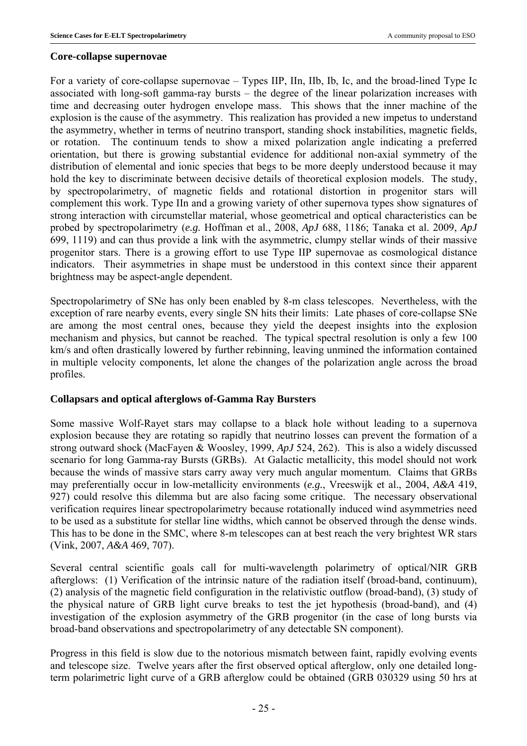**Core-collapse supernovae**

For a variety of core-collapse supernovae – Types IIP, IIn, IIb, Ib, Ic, and the broad-lined Type Ic associated with long-soft gamma-ray bursts – the degree of the linear polarization increases with time and decreasing outer hydrogen envelope mass. This shows that the inner machine of the explosion is the cause of the asymmetry. This realization has provided a new impetus to understand the asymmetry, whether in terms of neutrino transport, standing shock instabilities, magnetic fields, or rotation. The continuum tends to show a mixed polarization angle indicating a preferred orientation, but there is growing substantial evidence for additional non-axial symmetry of the distribution of elemental and ionic species that begs to be more deeply understood because it may hold the key to discriminate between decisive details of theoretical explosion models. The study, by spectropolarimetry, of magnetic fields and rotational distortion in progenitor stars will complement this work. Type IIn and a growing variety of other supernova types show signatures of strong interaction with circumstellar material, whose geometrical and optical characteristics can be probed by spectropolarimetry (*e.g.* Hoffman et al., 2008, *ApJ* 688, 1186; Tanaka et al. 2009, *ApJ* 699, 1119) and can thus provide a link with the asymmetric, clumpy stellar winds of their massive progenitor stars. There is a growing effort to use Type IIP supernovae as cosmological distance indicators. Their asymmetries in shape must be understood in this context since their apparent brightness may be aspect-angle dependent.

Spectropolarimetry of SNe has only been enabled by 8-m class telescopes. Nevertheless, with the exception of rare nearby events, every single SN hits their limits: Late phases of core-collapse SNe are among the most central ones, because they yield the deepest insights into the explosion mechanism and physics, but cannot be reached. The typical spectral resolution is only a few 100 km/s and often drastically lowered by further rebinning, leaving unmined the information contained in multiple velocity components, let alone the changes of the polarization angle across the broad profiles.

**Collapsars and optical afterglows of-Gamma Ray Bursters**

Some massive Wolf-Rayet stars may collapse to a black hole without leading to a supernova explosion because they are rotating so rapidly that neutrino losses can prevent the formation of a strong outward shock (MacFayen & Woosley, 1999, *ApJ* 524, 262). This is also a widely discussed scenario for long Gamma-ray Bursts (GRBs). At Galactic metallicity, this model should not work because the winds of massive stars carry away very much angular momentum. Claims that GRBs may preferentially occur in low-metallicity environments (*e.g.*, Vreeswijk et al., 2004, *A&A* 419, 927) could resolve this dilemma but are also facing some critique. The necessary observational verification requires linear spectropolarimetry because rotationally induced wind asymmetries need to be used as a substitute for stellar line widths, which cannot be observed through the dense winds. This has to be done in the SMC, where 8-m telescopes can at best reach the very brightest WR stars (Vink, 2007, *A&A* 469, 707).

Several central scientific goals call for multi-wavelength polarimetry of optical/NIR GRB afterglows: (1) Verification of the intrinsic nature of the radiation itself (broad-band, continuum), (2) analysis of the magnetic field configuration in the relativistic outflow (broad-band), (3) study of the physical nature of GRB light curve breaks to test the jet hypothesis (broad-band), and (4) investigation of the explosion asymmetry of the GRB progenitor (in the case of long bursts via broad-band observations and spectropolarimetry of any detectable SN component).

Progress in this field is slow due to the notorious mismatch between faint, rapidly evolving events and telescope size. Twelve years after the first observed optical afterglow, only one detailed long-term polarimetric light curve of a GRB afterglow could be obtained (GRB 030329 using 50 hrs at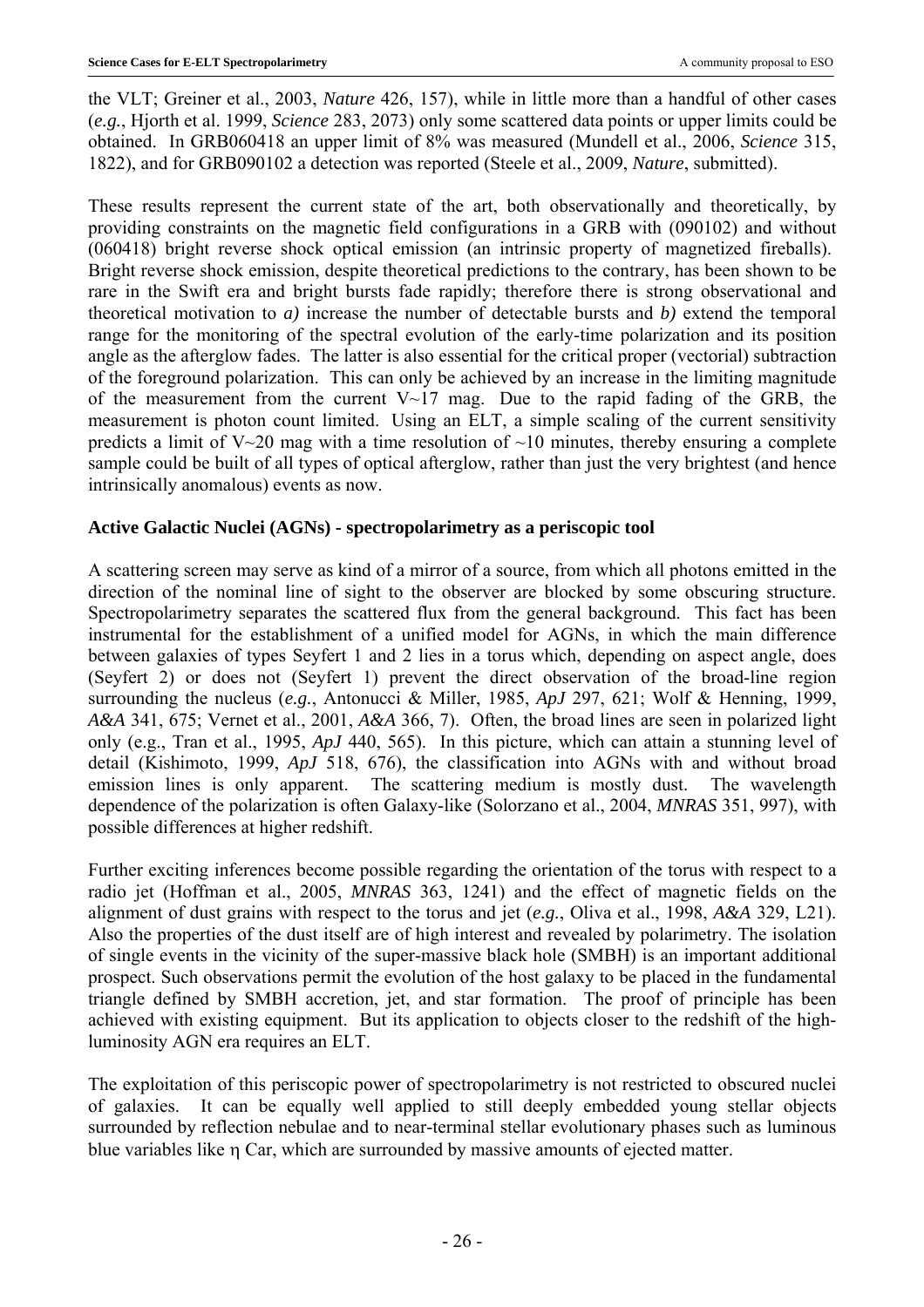the VLT; Greiner et al., 2003, *Nature* 426, 157), while in little more than a handful of other cases (*e.g.*, Hjorth et al. 1999, *Science* 283, 2073) only some scattered data points or upper limits could be obtained. In GRB060418 an upper limit of 8% was measured (Mundell et al., 2006, *Science* 315, 1822), and for GRB090102 a detection was reported (Steele et al., 2009, *Nature*, submitted).

These results represent the current state of the art, both observationally and theoretically, by providing constraints on the magnetic field configurations in a GRB with (090102) and without (060418) bright reverse shock optical emission (an intrinsic property of magnetized fireballs). Bright reverse shock emission, despite theoretical predictions to the contrary, has been shown to be rare in the Swift era and bright bursts fade rapidly; therefore there is strong observational and theoretical motivation to ***a)*** increase the number of detectable bursts and ***b)*** extend the temporal range for the monitoring of the spectral evolution of the early-time polarization and its position angle as the afterglow fades. The latter is also essential for the critical proper (vectorial) subtraction of the foreground polarization. This can only be achieved by an increase in the limiting magnitude of the measurement from the current V~17 mag. Due to the rapid fading of the GRB, the measurement is photon count limited. Using an ELT, a simple scaling of the current sensitivity predicts a limit of V~20 mag with a time resolution of ~10 minutes, thereby ensuring a complete sample could be built of all types of optical afterglow, rather than just the very brightest (and hence intrinsically anomalous) events as now.

**Active Galactic Nuclei (AGNs) - spectropolarimetry as a periscopic tool**

A scattering screen may serve as kind of a mirror of a source, from which all photons emitted in the direction of the nominal line of sight to the observer are blocked by some obscuring structure. Spectropolarimetry separates the scattered flux from the general background. This fact has been instrumental for the establishment of a unified model for AGNs, in which the main difference between galaxies of types Seyfert 1 and 2 lies in a torus which, depending on aspect angle, does (Seyfert 2) or does not (Seyfert 1) prevent the direct observation of the broad-line region surrounding the nucleus (*e.g.*, Antonucci & Miller, 1985, *ApJ* 297, 621; Wolf & Henning, 1999, *A&A* 341, 675; Vernet et al., 2001, *A&A* 366, 7). Often, the broad lines are seen in polarized light only (e.g., Tran et al., 1995, *ApJ* 440, 565). In this picture, which can attain a stunning level of detail (Kishimoto, 1999, *ApJ* 518, 676), the classification into AGNs with and without broad emission lines is only apparent. The scattering medium is mostly dust. The wavelength dependence of the polarization is often Galaxy-like (Solorzano et al., 2004, *MNRAS* 351, 997), with possible differences at higher redshift.

Further exciting inferences become possible regarding the orientation of the torus with respect to a radio jet (Hoffman et al., 2005, *MNRAS* 363, 1241) and the effect of magnetic fields on the alignment of dust grains with respect to the torus and jet (*e.g.*, Oliva et al., 1998, *A&A* 329, L21). Also the properties of the dust itself are of high interest and revealed by polarimetry. The isolation of single events in the vicinity of the super-massive black hole (SMBH) is an important additional prospect. Such observations permit the evolution of the host galaxy to be placed in the fundamental triangle defined by SMBH accretion, jet, and star formation. The proof of principle has been achieved with existing equipment. But its application to objects closer to the redshift of the high-luminosity AGN era requires an ELT.

The exploitation of this periscopic power of spectropolarimetry is not restricted to obscured nuclei of galaxies. It can be equally well applied to still deeply embedded young stellar objects surrounded by reflection nebulae and to near-terminal stellar evolutionary phases such as luminous blue variables like $\eta$ Car, which are surrounded by massive amounts of ejected matter.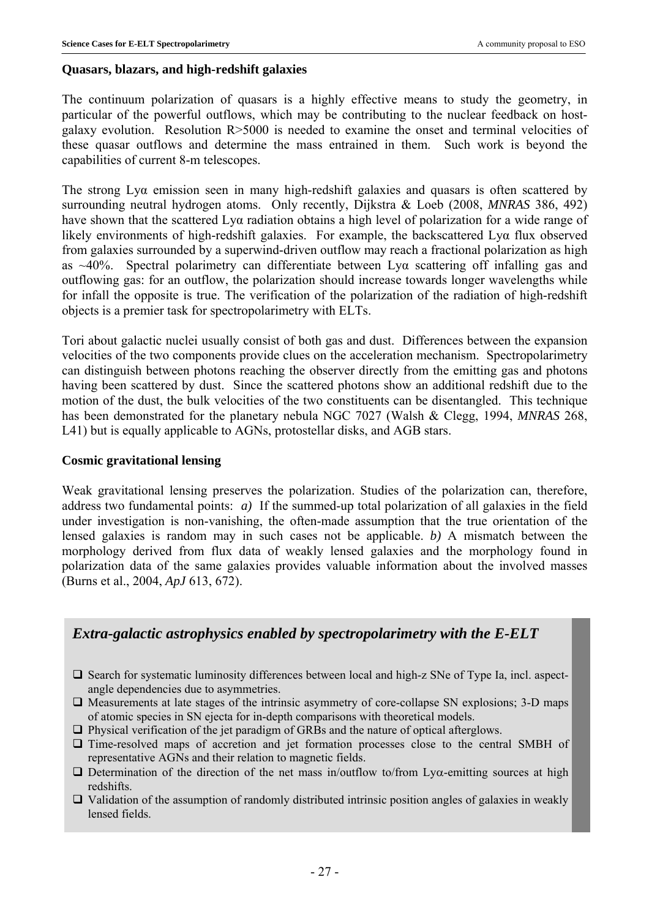**Quasars, blazars, and high-redshift galaxies**

The continuum polarization of quasars is a highly effective means to study the geometry, in particular of the powerful outflows, which may be contributing to the nuclear feedback on host-galaxy evolution. Resolution R>5000 is needed to examine the onset and terminal velocities of these quasar outflows and determine the mass entrained in them. Such work is beyond the capabilities of current 8-m telescopes.

The strong Lyα emission seen in many high-redshift galaxies and quasars is often scattered by surrounding neutral hydrogen atoms. Only recently, Dijkstra & Loeb (2008, *MNRAS* 386, 492) have shown that the scattered Lyα radiation obtains a high level of polarization for a wide range of likely environments of high-redshift galaxies. For example, the backscattered Lyα flux observed from galaxies surrounded by a superwind-driven outflow may reach a fractional polarization as high as ~40%. Spectral polarimetry can differentiate between Lyα scattering off infalling gas and outflowing gas: for an outflow, the polarization should increase towards longer wavelengths while for infall the opposite is true. The verification of the polarization of the radiation of high-redshift objects is a premier task for spectropolarimetry with ELTs.

Tori about galactic nuclei usually consist of both gas and dust. Differences between the expansion velocities of the two components provide clues on the acceleration mechanism. Spectropolarimetry can distinguish between photons reaching the observer directly from the emitting gas and photons having been scattered by dust. Since the scattered photons show an additional redshift due to the motion of the dust, the bulk velocities of the two constituents can be disentangled. This technique has been demonstrated for the planetary nebula NGC 7027 (Walsh & Clegg, 1994, *MNRAS* 268, L41) but is equally applicable to AGNs, protostellar disks, and AGB stars.

**Cosmic gravitational lensing**

Weak gravitational lensing preserves the polarization. Studies of the polarization can, therefore, address two fundamental points: *a)* If the summed-up total polarization of all galaxies in the field under investigation is non-vanishing, the often-made assumption that the true orientation of the lensed galaxies is random may in such cases not be applicable. *b)* A mismatch between the morphology derived from flux data of weakly lensed galaxies and the morphology found in polarization data of the same galaxies provides valuable information about the involved masses (Burns et al., 2004, *ApJ* 613, 672).

## *Extra-galactic astrophysics enabled by spectropolarimetry with the E-ELT*

- ❑ Search for systematic luminosity differences between local and high-z SNe of Type Ia, incl. aspect-angle dependencies due to asymmetries.
- ❑ Measurements at late stages of the intrinsic asymmetry of core-collapse SN explosions; 3-D maps of atomic species in SN ejecta for in-depth comparisons with theoretical models.
- ❑ Physical verification of the jet paradigm of GRBs and the nature of optical afterglows.
- ❑ Time-resolved maps of accretion and jet formation processes close to the central SMBH of representative AGNs and their relation to magnetic fields.
- ❑ Determination of the direction of the net mass in/outflow to/from Lyα-emitting sources at high redshifts.
- ❑ Validation of the assumption of randomly distributed intrinsic position angles of galaxies in weakly lensed fields.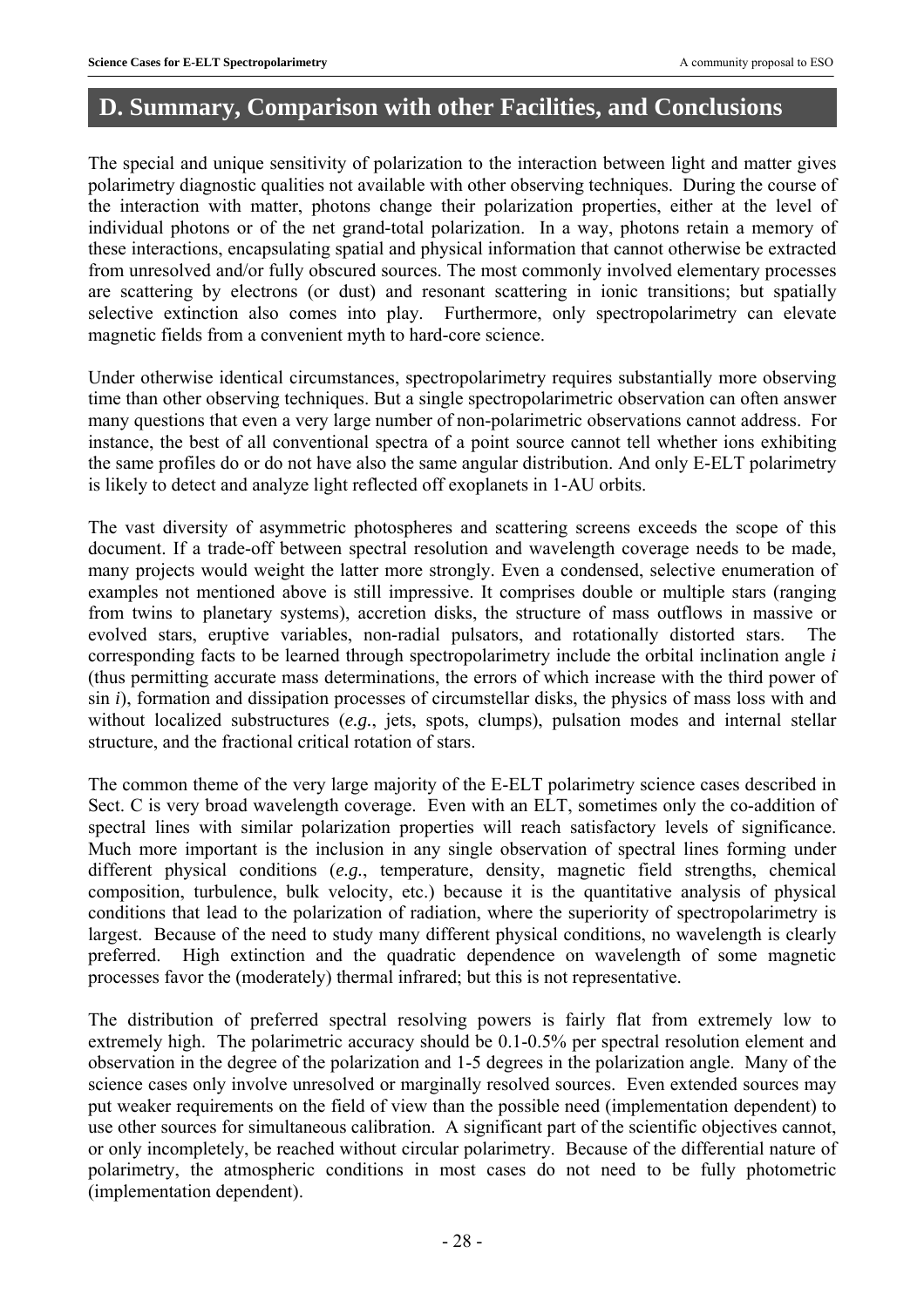# D. Summary, Comparison with other Facilities, and Conclusions

The special and unique sensitivity of polarization to the interaction between light and matter gives polarimetry diagnostic qualities not available with other observing techniques. During the course of the interaction with matter, photons change their polarization properties, either at the level of individual photons or of the net grand-total polarization. In a way, photons retain a memory of these interactions, encapsulating spatial and physical information that cannot otherwise be extracted from unresolved and/or fully obscured sources. The most commonly involved elementary processes are scattering by electrons (or dust) and resonant scattering in ionic transitions; but spatially selective extinction also comes into play. Furthermore, only spectropolarimetry can elevate magnetic fields from a convenient myth to hard-core science.

Under otherwise identical circumstances, spectropolarimetry requires substantially more observing time than other observing techniques. But a single spectropolarimetric observation can often answer many questions that even a very large number of non-polarimetric observations cannot address. For instance, the best of all conventional spectra of a point source cannot tell whether ions exhibiting the same profiles do or do not have also the same angular distribution. And only E-ELT polarimetry is likely to detect and analyze light reflected off exoplanets in 1-AU orbits.

The vast diversity of asymmetric photospheres and scattering screens exceeds the scope of this document. If a trade-off between spectral resolution and wavelength coverage needs to be made, many projects would weight the latter more strongly. Even a condensed, selective enumeration of examples not mentioned above is still impressive. It comprises double or multiple stars (ranging from twins to planetary systems), accretion disks, the structure of mass outflows in massive or evolved stars, eruptive variables, non-radial pulsators, and rotationally distorted stars. The corresponding facts to be learned through spectropolarimetry include the orbital inclination angle $i$ (thus permitting accurate mass determinations, the errors of which increase with the third power of $\sin i$), formation and dissipation processes of circumstellar disks, the physics of mass loss with and without localized substructures (*e.g.*, jets, spots, clumps), pulsation modes and internal stellar structure, and the fractional critical rotation of stars.

The common theme of the very large majority of the E-ELT polarimetry science cases described in Sect. C is very broad wavelength coverage. Even with an ELT, sometimes only the co-addition of spectral lines with similar polarization properties will reach satisfactory levels of significance. Much more important is the inclusion in any single observation of spectral lines forming under different physical conditions (*e.g.*, temperature, density, magnetic field strengths, chemical composition, turbulence, bulk velocity, etc.) because it is the quantitative analysis of physical conditions that lead to the polarization of radiation, where the superiority of spectropolarimetry is largest. Because of the need to study many different physical conditions, no wavelength is clearly preferred. High extinction and the quadratic dependence on wavelength of some magnetic processes favor the (moderately) thermal infrared; but this is not representative.

The distribution of preferred spectral resolving powers is fairly flat from extremely low to extremely high. The polarimetric accuracy should be 0.1-0.5% per spectral resolution element and observation in the degree of the polarization and 1-5 degrees in the polarization angle. Many of the science cases only involve unresolved or marginally resolved sources. Even extended sources may put weaker requirements on the field of view than the possible need (implementation dependent) to use other sources for simultaneous calibration. A significant part of the scientific objectives cannot, or only incompletely, be reached without circular polarimetry. Because of the differential nature of polarimetry, the atmospheric conditions in most cases do not need to be fully photometric (implementation dependent).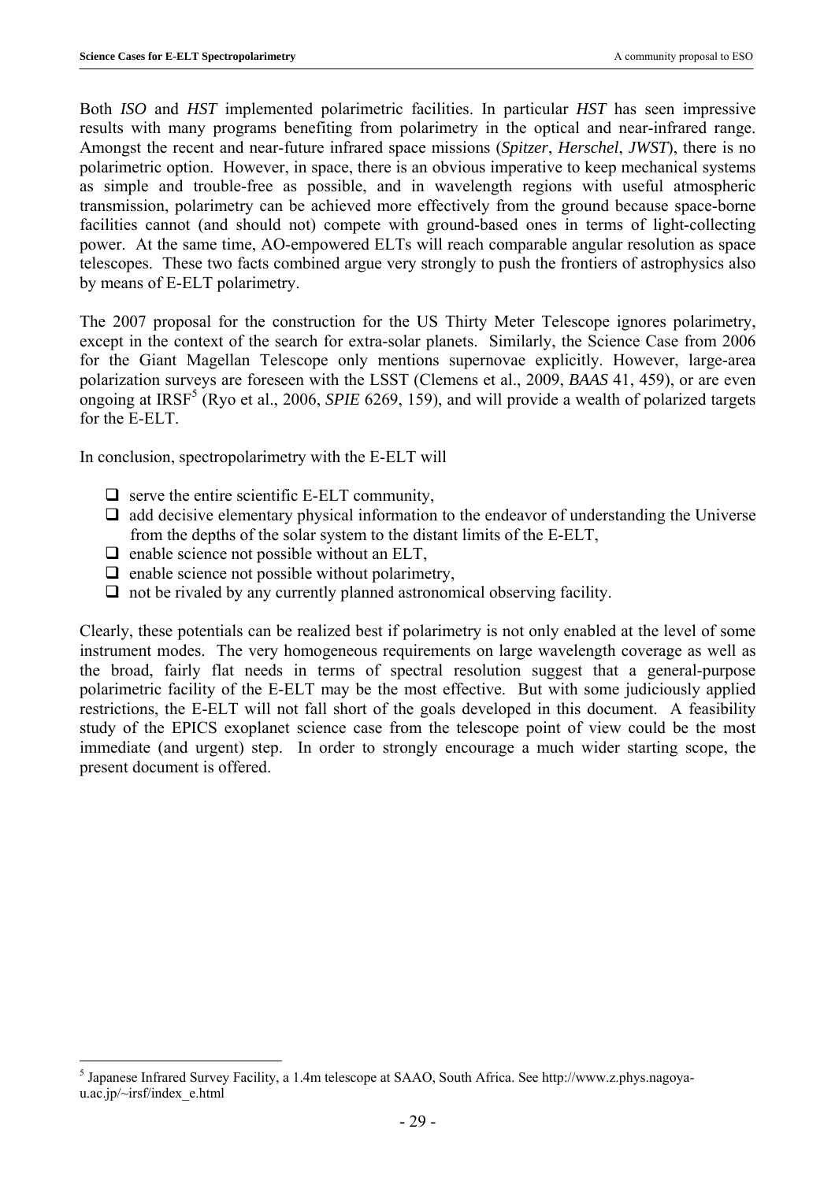Both *ISO* and *HST* implemented polarimetric facilities. In particular *HST* has seen impressive results with many programs benefiting from polarimetry in the optical and near-infrared range. Amongst the recent and near-future infrared space missions (*Spitzer*, *Herschel*, *JWST*), there is no polarimetric option. However, in space, there is an obvious imperative to keep mechanical systems as simple and trouble-free as possible, and in wavelength regions with useful atmospheric transmission, polarimetry can be achieved more effectively from the ground because space-borne facilities cannot (and should not) compete with ground-based ones in terms of light-collecting power. At the same time, AO-empowered ELTs will reach comparable angular resolution as space telescopes. These two facts combined argue very strongly to push the frontiers of astrophysics also by means of E-ELT polarimetry.

The 2007 proposal for the construction for the US Thirty Meter Telescope ignores polarimetry, except in the context of the search for extra-solar planets. Similarly, the Science Case from 2006 for the Giant Magellan Telescope only mentions supernovae explicitly. However, large-area polarization surveys are foreseen with the LSST (Clemens et al., 2009, *BAAS* 41, 459), or are even ongoing at IRSF[5] (Ryo et al., 2006, *SPIE* 6269, 159), and will provide a wealth of polarized targets for the E-ELT.

In conclusion, spectropolarimetry with the E-ELT will

- serve the entire scientific E-ELT community,
- add decisive elementary physical information to the endeavor of understanding the Universe from the depths of the solar system to the distant limits of the E-ELT,
- enable science not possible without an ELT,
- enable science not possible without polarimetry,
- not be rivaled by any currently planned astronomical observing facility.

Clearly, these potentials can be realized best if polarimetry is not only enabled at the level of some instrument modes. The very homogeneous requirements on large wavelength coverage as well as the broad, fairly flat needs in terms of spectral resolution suggest that a general-purpose polarimetric facility of the E-ELT may be the most effective. But with some judiciously applied restrictions, the E-ELT will not fall short of the goals developed in this document. A feasibility study of the EPICS exoplanet science case from the telescope point of view could be the most immediate (and urgent) step. In order to strongly encourage a much wider starting scope, the present document is offered.

[5] Japanese Infrared Survey Facility, a 1.4m telescope at SAAO, South Africa. See http://www.z.phys.nagoya-u.ac.jp/~irsf/index_e.html